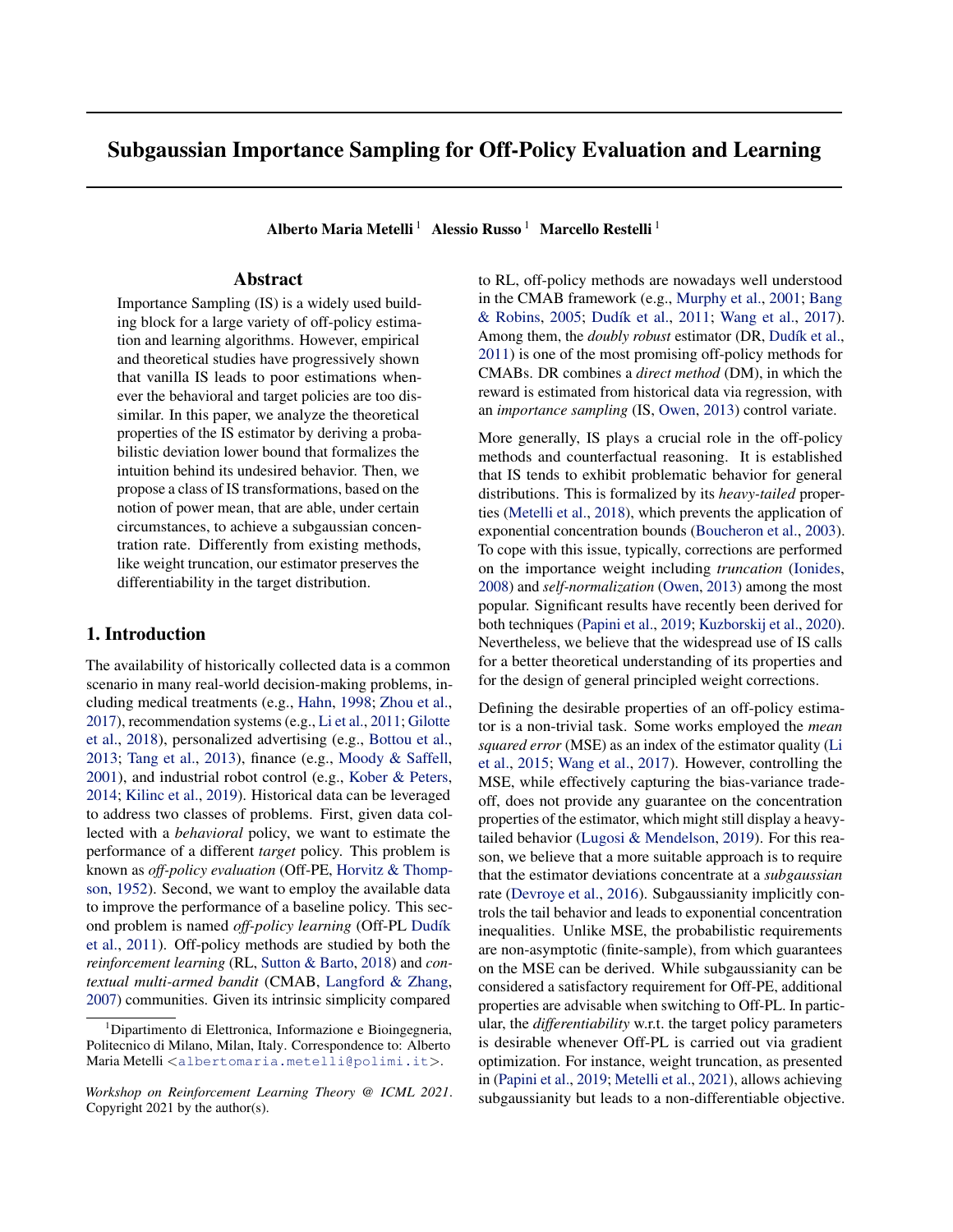# Subgaussian Importance Sampling for Off-Policy Evaluation and Learning

**Alberto Maria Metelli** [1] **Alessio Russo** [1] **Marcello Restelli** [1]

## Abstract

Importance Sampling (IS) is a widely used building block for a large variety of off-policy estimation and learning algorithms. However, empirical and theoretical studies have progressively shown that vanilla IS leads to poor estimations whenever the behavioral and target policies are too dissimilar. In this paper, we analyze the theoretical properties of the IS estimator by deriving a probabilistic deviation lower bound that formalizes the intuition behind its undesired behavior. Then, we propose a class of IS transformations, based on the notion of power mean, that are able, under certain circumstances, to achieve a subgaussian concentration rate. Differently from existing methods, like weight truncation, our estimator preserves the differentiability in the target distribution.

## 1. Introduction

The availability of historically collected data is a common scenario in many real-world decision-making problems, including medical treatments (e.g., Hahn, 1998; Zhou et al., 2017), recommendation systems (e.g., Li et al., 2011; Gilotte et al., 2018), personalized advertising (e.g., Bottou et al., 2013; Tang et al., 2013), finance (e.g., Moody & Saffell, 2001), and industrial robot control (e.g., Kober & Peters, 2014; Kilinc et al., 2019). Historical data can be leveraged to address two classes of problems. First, given data collected with a *behavioral* policy, we want to estimate the performance of a different *target* policy. This problem is known as *off-policy evaluation* (Off-PE, Horvitz & Thompson, 1952). Second, we want to employ the available data to improve the performance of a baseline policy. This second problem is named *off-policy learning* (Off-PL Dudík et al., 2011). Off-policy methods are studied by both the *reinforcement learning* (RL, Sutton & Barto, 2018) and *contextual multi-armed bandit* (CMAB, Langford & Zhang, 2007) communities. Given its intrinsic simplicity compared to RL, off-policy methods are nowadays well understood in the CMAB framework (e.g., Murphy et al., 2001; Bang & Robins, 2005; Dudík et al., 2011; Wang et al., 2017). Among them, the *doubly robust* estimator (DR, Dudík et al., 2011) is one of the most promising off-policy methods for CMABs. DR combines a *direct method* (DM), in which the reward is estimated from historical data via regression, with an *importance sampling* (IS, Owen, 2013) control variate.

More generally, IS plays a crucial role in the off-policy methods and counterfactual reasoning. It is established that IS tends to exhibit problematic behavior for general distributions. This is formalized by its *heavy-tailed* properties (Metelli et al., 2018), which prevents the application of exponential concentration bounds (Boucheron et al., 2003). To cope with this issue, typically, corrections are performed on the importance weight including *truncation* (Ionides, 2008) and *self-normalization* (Owen, 2013) among the most popular. Significant results have recently been derived for both techniques (Papini et al., 2019; Kuzborskij et al., 2020). Nevertheless, we believe that the widespread use of IS calls for a better theoretical understanding of its properties and for the design of general principled weight corrections.

Defining the desirable properties of an off-policy estimator is a non-trivial task. Some works employed the *mean squared error* (MSE) as an index of the estimator quality (Li et al., 2015; Wang et al., 2017). However, controlling the MSE, while effectively capturing the bias-variance trade-off, does not provide any guarantee on the concentration properties of the estimator, which might still display a heavy-tailed behavior (Lugosi & Mendelson, 2019). For this reason, we believe that a more suitable approach is to require that the estimator deviations concentrate at a *subgaussian* rate (Devroye et al., 2016). Subgaussianity implicitly controls the tail behavior and leads to exponential concentration inequalities. Unlike MSE, the probabilistic requirements are non-asymptotic (finite-sample), from which guarantees on the MSE can be derived. While subgaussianity can be considered a satisfactory requirement for Off-PE, additional properties are advisable when switching to Off-PL. In particular, the *differentiability* w.r.t. the target policy parameters is desirable whenever Off-PL is carried out via gradient optimization. For instance, weight truncation, as presented in (Papini et al., 2019; Metelli et al., 2021), allows achieving subgaussianity but leads to a non-differentiable objective.

[1] Dipartimento di Elettronica, Informazione e Bioingegneria, Politecnico di Milano, Milan, Italy. Correspondence to: Alberto Maria Metelli <albertomaria.metelli@polimi.it>.

*Workshop on Reinforcement Learning Theory @ ICML 2021*. Copyright 2021 by the author(s).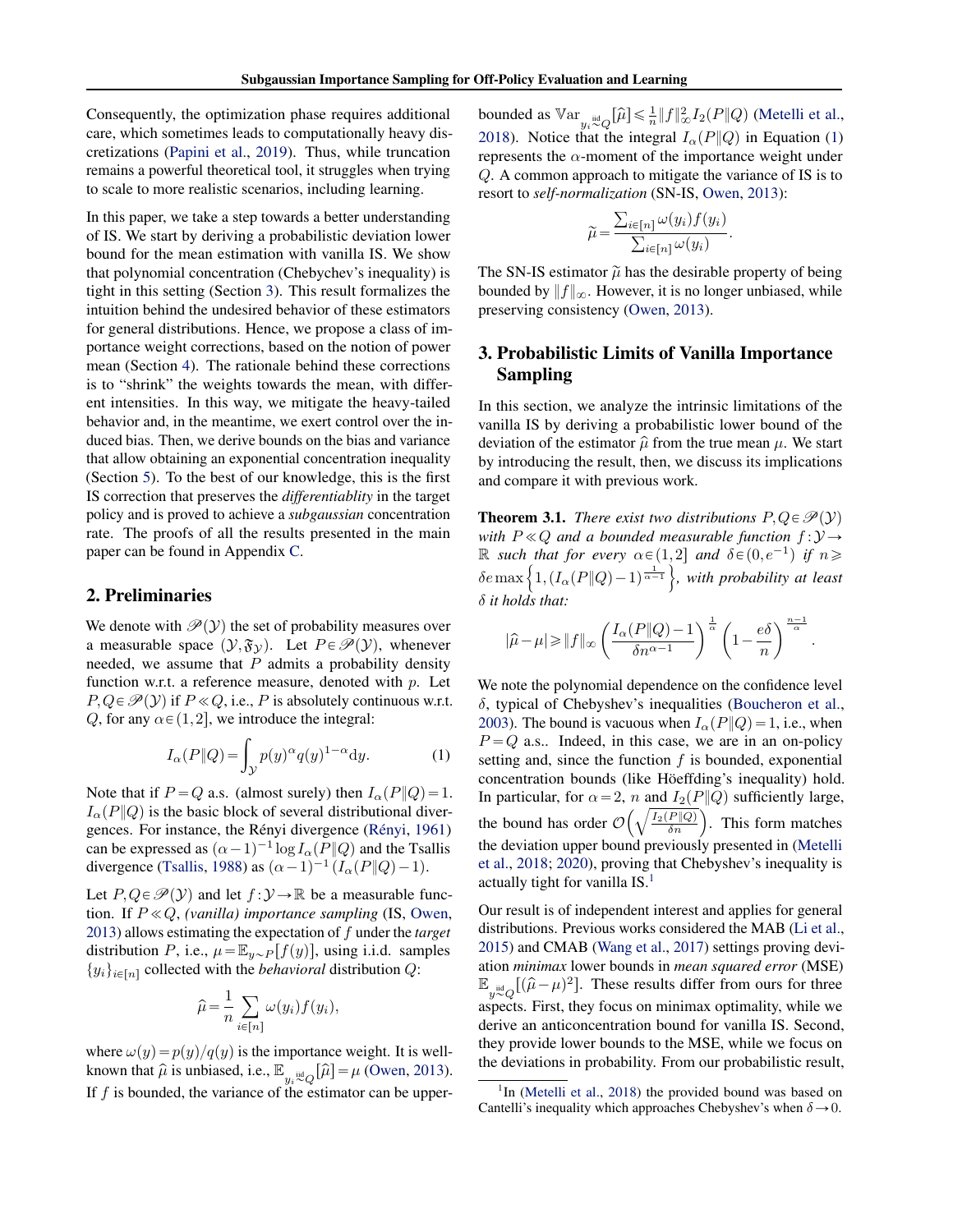Consequently, the optimization phase requires additional care, which sometimes leads to computationally heavy discretizations (Papini et al., 2019). Thus, while truncation remains a powerful theoretical tool, it struggles when trying to scale to more realistic scenarios, including learning.

In this paper, we take a step towards a better understanding of IS. We start by deriving a probabilistic deviation lower bound for the mean estimation with vanilla IS. We show that polynomial concentration (Chebychev's inequality) is tight in this setting (Section 3). This result formalizes the intuition behind the undesired behavior of these estimators for general distributions. Hence, we propose a class of importance weight corrections, based on the notion of power mean (Section 4). The rationale behind these corrections is to "shrink" the weights towards the mean, with different intensities. In this way, we mitigate the heavy-tailed behavior and, in the meantime, we exert control over the induced bias. Then, we derive bounds on the bias and variance that allow obtaining an exponential concentration inequality (Section 5). To the best of our knowledge, this is the first IS correction that preserves the *differentiablity* in the target policy and is proved to achieve a *subgaussian* concentration rate. The proofs of all the results presented in the main paper can be found in Appendix C.

## 2. Preliminaries

We denote with $\mathscr{P}(\mathcal{Y})$ the set of probability measures over a measurable space $(\mathcal{Y}, \mathfrak{F}_{\mathcal{Y}})$. Let $P \in \mathscr{P}(\mathcal{Y})$, whenever needed, we assume that $P$ admits a probability density function w.r.t. a reference measure, denoted with $p$. Let $P, Q \in \mathscr{P}(\mathcal{Y})$ if $P \ll Q$, i.e., $P$ is absolutely continuous w.r.t. $Q$, for any $\alpha \in (1,2]$, we introduce the integral:

$$I_\alpha(P\|Q) = \int_{\mathcal{Y}} p(y)^\alpha q(y)^{1-\alpha} \mathrm{d}y. \tag{1}$$

Note that if $P = Q$ a.s. (almost surely) then $I_\alpha(P\|Q) = 1$. $I_\alpha(P\|Q)$ is the basic block of several distributional divergences. For instance, the Rényi divergence (Rényi, 1961) can be expressed as $(\alpha-1)^{-1} \log I_\alpha(P\|Q)$ and the Tsallis divergence (Tsallis, 1988) as $(\alpha-1)^{-1}(I_\alpha(P\|Q) - 1)$.

Let $P, Q \in \mathscr{P}(\mathcal{Y})$ and let $f: \mathcal{Y} \to \mathbb{R}$ be a measurable function. If $P \ll Q$, *(vanilla) importance sampling* (IS, Owen, 2013) allows estimating the expectation of $f$ under the *target* distribution $P$, i.e., $\mu = \mathbb{E}_{y\sim P}[f(y)]$, using i.i.d. samples $\{y_i\}_{i\in[n]}$ collected with the *behavioral* distribution $Q$:

$$\widehat{\mu} = \frac{1}{n} \sum_{i \in [n]} \omega(y_i) f(y_i),$$

where $\omega(y) = p(y)/q(y)$ is the importance weight. It is well-known that $\widehat{\mu}$ is unbiased, i.e., $\mathbb{E}_{y_i \overset{\text{iid}}{\sim} Q}[\widehat{\mu}] = \mu$ (Owen, 2013). If $f$ is bounded, the variance of the estimator can be upper-bounded as $\mathbb{V}\mathrm{ar}_{y_i \overset{\text{iid}}{\sim} Q}[\widehat{\mu}] \leqslant \frac{1}{n}\|f\|_\infty^2 I_2(P\|Q)$ (Metelli et al., 2018). Notice that the integral $I_\alpha(P\|Q)$ in Equation (1) represents the $\alpha$-moment of the importance weight under $Q$. A common approach to mitigate the variance of IS is to resort to *self-normalization* (SN-IS, Owen, 2013):

$$\widetilde{\mu} = \frac{\sum_{i\in[n]} \omega(y_i) f(y_i)}{\sum_{i\in[n]} \omega(y_i)}.$$

The SN-IS estimator $\widetilde{\mu}$ has the desirable property of being bounded by $\|f\|_\infty$. However, it is no longer unbiased, while preserving consistency (Owen, 2013).

## 3. Probabilistic Limits of Vanilla Importance Sampling

In this section, we analyze the intrinsic limitations of the vanilla IS by deriving a probabilistic lower bound of the deviation of the estimator $\widehat{\mu}$ from the true mean $\mu$. We start by introducing the result, then, we discuss its implications and compare it with previous work.

**Theorem 3.1.** *There exist two distributions $P, Q \in \mathscr{P}(\mathcal{Y})$ with $P \ll Q$ and a bounded measurable function $f: \mathcal{Y} \to \mathbb{R}$ such that for every $\alpha \in (1,2]$ and $\delta \in (0, e^{-1})$ if $n \geqslant \delta e \max\left\{1, (I_\alpha(P\|Q)-1)^{\frac{1}{\alpha-1}}\right\}$, with probability at least $\delta$ it holds that:*

$$|\widehat{\mu} - \mu| \geqslant \|f\|_\infty \left( \frac{I_\alpha(P\|Q) - 1}{\delta n^{\alpha-1}} \right)^{\frac{1}{\alpha}} \left(1 - \frac{e\delta}{n}\right)^{\frac{n-1}{\alpha}}.$$

We note the polynomial dependence on the confidence level $\delta$, typical of Chebyshev's inequalities (Boucheron et al., 2003). The bound is vacuous when $I_\alpha(P\|Q) = 1$, i.e., when $P = Q$ a.s.. Indeed, in this case, we are in an on-policy setting and, since the function $f$ is bounded, exponential concentration bounds (like Höeffding's inequality) hold. In particular, for $\alpha = 2$, $n$ and $I_2(P\|Q)$ sufficiently large, the bound has order $\mathcal{O}\left(\sqrt{\frac{I_2(P\|Q)}{\delta n}}\right)$. This form matches the deviation upper bound previously presented in (Metelli et al., 2018; 2020), proving that Chebyshev's inequality is actually tight for vanilla IS.[1]

Our result is of independent interest and applies for general distributions. Previous works considered the MAB (Li et al., 2015) and CMAB (Wang et al., 2017) settings proving deviation *minimax* lower bounds in *mean squared error* (MSE) $\mathbb{E}_{y \overset{\text{iid}}{\sim} Q}[(\widehat{\mu} - \mu)^2]$. These results differ from ours for three aspects. First, they focus on minimax optimality, while we derive an anticoncentration bound for vanilla IS. Second, they provide lower bounds to the MSE, while we focus on the deviations in probability. From our probabilistic result,

[1] In (Metelli et al., 2018) the provided bound was based on Cantelli's inequality which approaches Chebyshev's when $\delta \to 0$.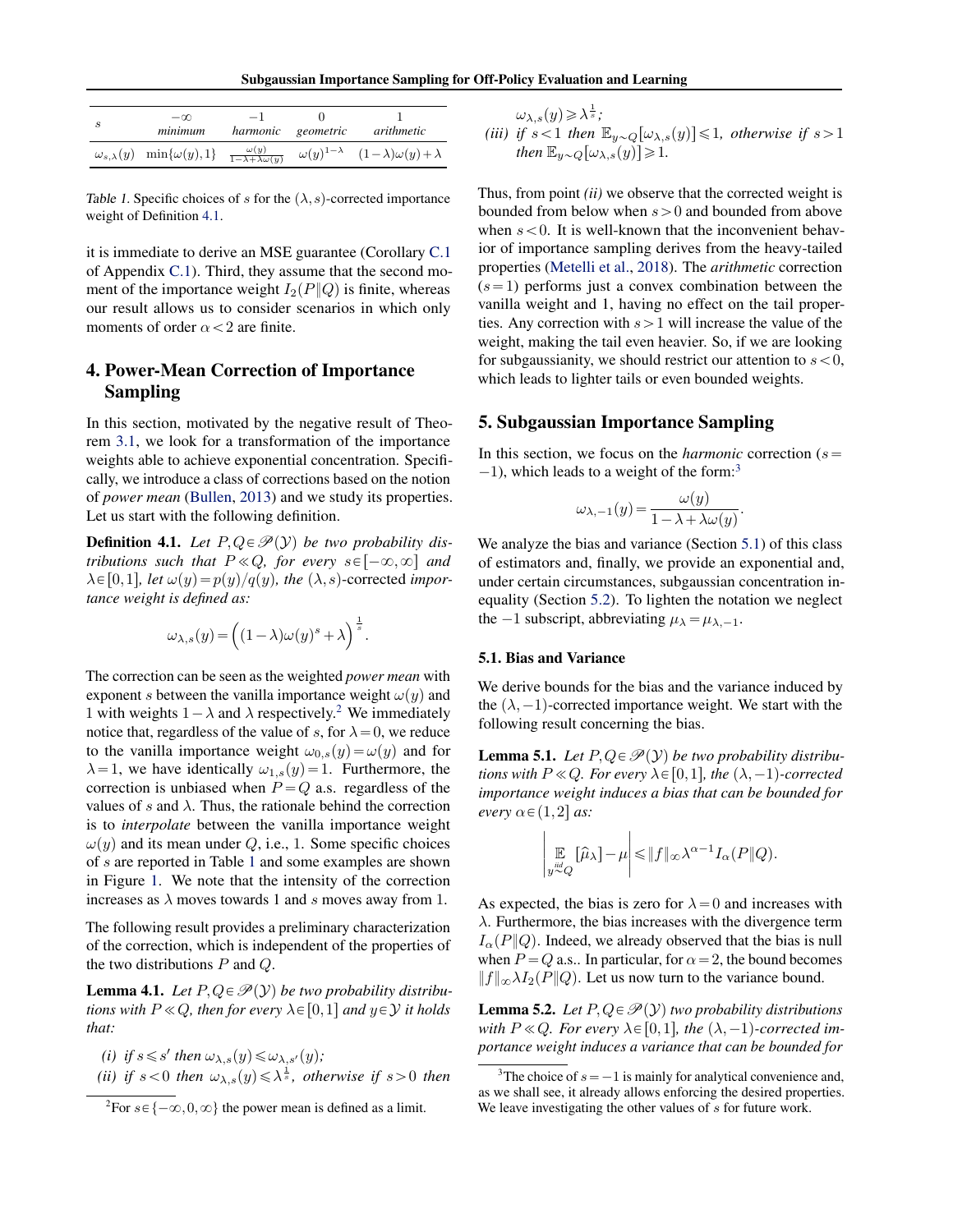| $s$ | $-\infty$ *minimum* | $-1$ *harmonic* | $0$ *geometric* | $1$ *arithmetic* |
|---|---|---|---|---|
| $\omega_{s,\lambda}(y)$ | $\min\{\omega(y),1\}$ | $\frac{\omega(y)}{1-\lambda+\lambda\omega(y)}$ | $\omega(y)^{1-\lambda}$ | $(1-\lambda)\omega(y)+\lambda$ |

*Table 1.* Specific choices of $s$ for the $(\lambda,s)$-corrected importance weight of Definition 4.1.

it is immediate to derive an MSE guarantee (Corollary C.1 of Appendix C.1). Third, they assume that the second moment of the importance weight $I_2(P\|Q)$ is finite, whereas our result allows us to consider scenarios in which only moments of order $\alpha<2$ are finite.

## 4. Power-Mean Correction of Importance Sampling

In this section, motivated by the negative result of Theorem 3.1, we look for a transformation of the importance weights able to achieve exponential concentration. Specifically, we introduce a class of corrections based on the notion of *power mean* (Bullen, 2013) and we study its properties. Let us start with the following definition.

**Definition 4.1.** *Let $P,Q \in \mathscr{P}(\mathcal{Y})$ be two probability distributions such that $P \ll Q$, for every $s \in [-\infty,\infty]$ and $\lambda \in [0,1]$, let $\omega(y)=p(y)/q(y)$, the $(\lambda,s)$-corrected importance weight is defined as:*

$$\omega_{\lambda,s}(y) = \Big( (1-\lambda)\omega(y)^s + \lambda \Big)^{\frac{1}{s}}.$$

The correction can be seen as the weighted *power mean* with exponent $s$ between the vanilla importance weight $\omega(y)$ and 1 with weights $1-\lambda$ and $\lambda$ respectively.[2] We immediately notice that, regardless of the value of $s$, for $\lambda=0$, we reduce to the vanilla importance weight $\omega_{0,s}(y)=\omega(y)$ and for $\lambda=1$, we have identically $\omega_{1,s}(y)=1$. Furthermore, the correction is unbiased when $P=Q$ a.s. regardless of the values of $s$ and $\lambda$. Thus, the rationale behind the correction is to *interpolate* between the vanilla importance weight $\omega(y)$ and its mean under $Q$, i.e., 1. Some specific choices of $s$ are reported in Table 1 and some examples are shown in Figure 1. We note that the intensity of the correction increases as $\lambda$ moves towards 1 and $s$ moves away from 1.

The following result provides a preliminary characterization of the correction, which is independent of the properties of the two distributions $P$ and $Q$.

**Lemma 4.1.** *Let $P,Q \in \mathscr{P}(\mathcal{Y})$ be two probability distributions with $P \ll Q$, then for every $\lambda \in [0,1]$ and $y \in \mathcal{Y}$ it holds that:*

*(i) if $s \leqslant s'$ then $\omega_{\lambda,s}(y) \leqslant \omega_{\lambda,s'}(y)$;*
*(ii) if $s<0$ then $\omega_{\lambda,s}(y) \leqslant \lambda^{\frac{1}{s}}$, otherwise if $s>0$ then $\omega_{\lambda,s}(y) \geqslant \lambda^{\frac{1}{s}}$;*
*(iii) if $s<1$ then $\mathbb{E}_{y\sim Q}[\omega_{\lambda,s}(y)] \leqslant 1$, otherwise if $s>1$ then $\mathbb{E}_{y\sim Q}[\omega_{\lambda,s}(y)] \geqslant 1$.*

Thus, from point *(ii)* we observe that the corrected weight is bounded from below when $s>0$ and bounded from above when $s<0$. It is well-known that the inconvenient behavior of importance sampling derives from the heavy-tailed properties (Metelli et al., 2018). The *arithmetic* correction ($s=1$) performs just a convex combination between the vanilla weight and 1, having no effect on the tail properties. Any correction with $s>1$ will increase the value of the weight, making the tail even heavier. So, if we are looking for subgaussianity, we should restrict our attention to $s<0$, which leads to lighter tails or even bounded weights.

## 5. Subgaussian Importance Sampling

In this section, we focus on the *harmonic* correction ($s=-1$), which leads to a weight of the form:[3]

$$\omega_{\lambda,-1}(y) = \frac{\omega(y)}{1-\lambda+\lambda\omega(y)}.$$

We analyze the bias and variance (Section 5.1) of this class of estimators and, finally, we provide an exponential and, under certain circumstances, subgaussian concentration inequality (Section 5.2). To lighten the notation we neglect the $-1$ subscript, abbreviating $\mu_\lambda = \mu_{\lambda,-1}$.

### 5.1. Bias and Variance

We derive bounds for the bias and the variance induced by the $(\lambda,-1)$-corrected importance weight. We start with the following result concerning the bias.

**Lemma 5.1.** *Let $P,Q \in \mathscr{P}(\mathcal{Y})$ be two probability distributions with $P \ll Q$. For every $\lambda \in [0,1]$, the $(\lambda,-1)$-corrected importance weight induces a bias that can be bounded for every $\alpha \in (1,2]$ as:*

$$\left| \mathop{\mathbb{E}}_{y \overset{iid}{\sim} Q}[\widehat{\mu}_\lambda] - \mu \right| \leqslant \|f\|_\infty \lambda^{\alpha-1} I_\alpha(P\|Q).$$

As expected, the bias is zero for $\lambda=0$ and increases with $\lambda$. Furthermore, the bias increases with the divergence term $I_\alpha(P\|Q)$. Indeed, we already observed that the bias is null when $P=Q$ a.s.. In particular, for $\alpha=2$, the bound becomes $\|f\|_\infty \lambda I_2(P\|Q)$. Let us now turn to the variance bound.

**Lemma 5.2.** *Let $P,Q \in \mathscr{P}(\mathcal{Y})$ two probability distributions with $P \ll Q$. For every $\lambda \in [0,1]$, the $(\lambda,-1)$-corrected importance weight induces a variance that can be bounded for*

[2] For $s \in \{-\infty,0,\infty\}$ the power mean is defined as a limit.

[3] The choice of $s=-1$ is mainly for analytical convenience and, as we shall see, it already allows enforcing the desired properties. We leave investigating the other values of $s$ for future work.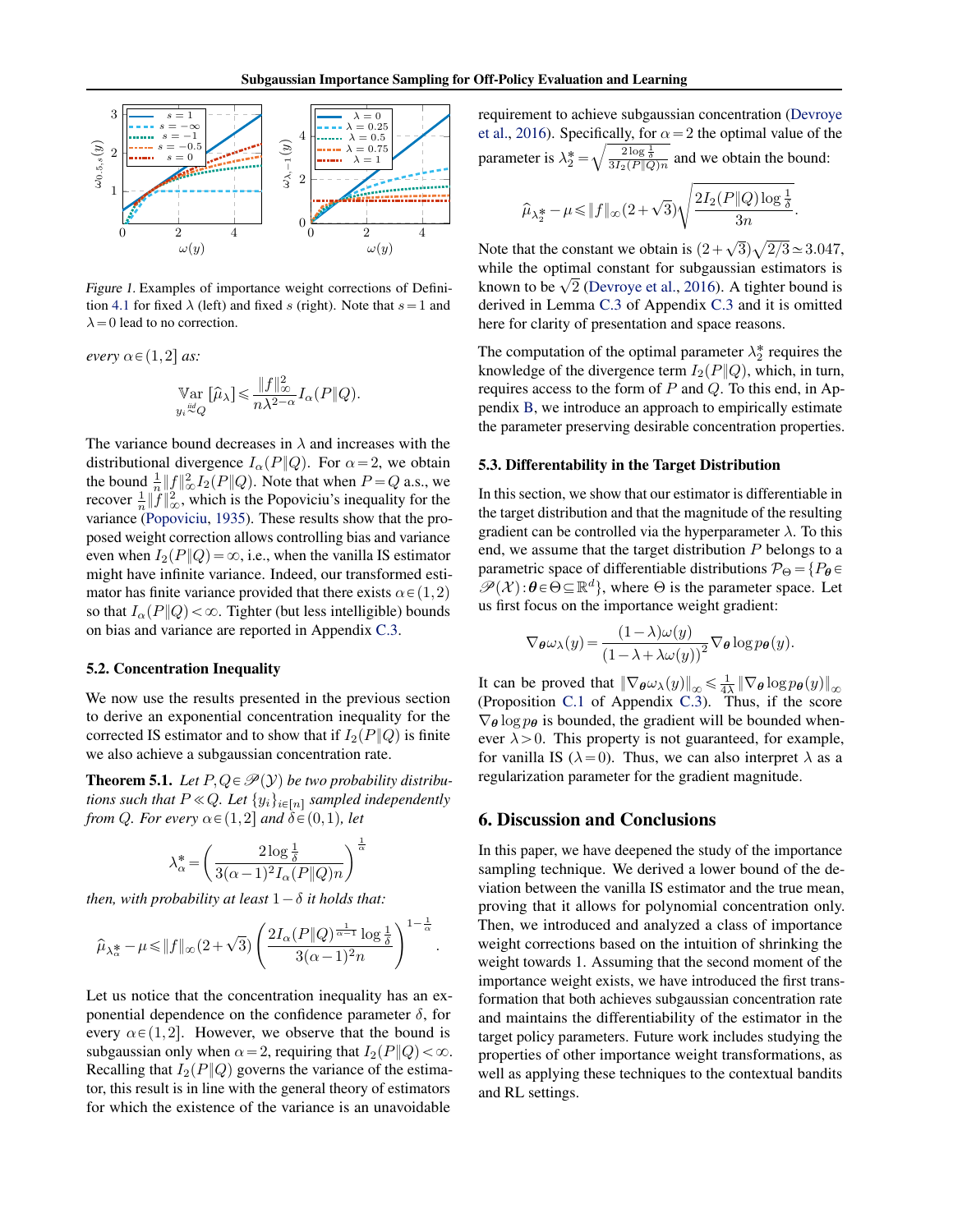Figure 1. Examples of importance weight corrections of Definition 4.1 for fixed $\lambda$ (left) and fixed $s$ (right). Note that $s=1$ and $\lambda=0$ lead to no correction.

*every* $\alpha \in (1,2]$ *as:*

$$\mathop{\mathbb{V}\mathrm{ar}}_{y_i \overset{iid}{\sim} Q} [\widehat{\mu}_\lambda] \leqslant \frac{\|f\|_\infty^2}{n\lambda^{2-\alpha}} I_\alpha(P\|Q).$$

The variance bound decreases in $\lambda$ and increases with the distributional divergence $I_\alpha(P\|Q)$. For $\alpha=2$, we obtain the bound $\frac{1}{n}\|f\|_\infty^2 I_2(P\|Q)$. Note that when $P=Q$ a.s., we recover $\frac{1}{n}\|f\|_\infty^2$, which is the Popoviciu's inequality for the variance (Popoviciu, 1935). These results show that the proposed weight correction allows controlling bias and variance even when $I_2(P\|Q)=\infty$, i.e., when the vanilla IS estimator might have infinite variance. Indeed, our transformed estimator has finite variance provided that there exists $\alpha \in (1,2)$ so that $I_\alpha(P\|Q) < \infty$. Tighter (but less intelligible) bounds on bias and variance are reported in Appendix C.3.

### 5.2. Concentration Inequality

We now use the results presented in the previous section to derive an exponential concentration inequality for the corrected IS estimator and to show that if $I_2(P\|Q)$ is finite we also achieve a subgaussian concentration rate.

**Theorem 5.1.** *Let $P,Q \in \mathscr{P}(\mathcal{Y})$ be two probability distributions such that $P \ll Q$. Let $\{y_i\}_{i\in[n]}$ sampled independently from $Q$. For every $\alpha \in (1,2]$ and $\delta \in (0,1)$, let*

$$\lambda_\alpha^* = \left( \frac{2\log\frac{1}{\delta}}{3(\alpha-1)^2 I_\alpha(P\|Q) n} \right)^{\frac{1}{\alpha}}$$

*then, with probability at least $1-\delta$ it holds that:*

$$\widehat{\mu}_{\lambda_\alpha^*} - \mu \leqslant \|f\|_\infty (2+\sqrt{3}) \left( \frac{2 I_\alpha(P\|Q)^{\frac{1}{\alpha-1}} \log\frac{1}{\delta}}{3(\alpha-1)^2 n} \right)^{1-\frac{1}{\alpha}}.$$

Let us notice that the concentration inequality has an exponential dependence on the confidence parameter $\delta$, for every $\alpha \in (1,2]$. However, we observe that the bound is subgaussian only when $\alpha=2$, requiring that $I_2(P\|Q)<\infty$. Recalling that $I_2(P\|Q)$ governs the variance of the estimator, this result is in line with the general theory of estimators for which the existence of the variance is an unavoidable requirement to achieve subgaussian concentration (Devroye et al., 2016). Specifically, for $\alpha=2$ the optimal value of the parameter is $\lambda_2^* = \sqrt{\frac{2\log\frac{1}{\delta}}{3 I_2(P\|Q) n}}$ and we obtain the bound:

$$\widehat{\mu}_{\lambda_2^*} - \mu \leqslant \|f\|_\infty (2+\sqrt{3}) \sqrt{\frac{2 I_2(P\|Q) \log\frac{1}{\delta}}{3n}}.$$

Note that the constant we obtain is $(2+\sqrt{3})\sqrt{2/3} \simeq 3.047$, while the optimal constant for subgaussian estimators is known to be $\sqrt{2}$ (Devroye et al., 2016). A tighter bound is derived in Lemma C.3 of Appendix C.3 and it is omitted here for clarity of presentation and space reasons.

The computation of the optimal parameter $\lambda_2^*$ requires the knowledge of the divergence term $I_2(P\|Q)$, which, in turn, requires access to the form of $P$ and $Q$. To this end, in Appendix B, we introduce an approach to empirically estimate the parameter preserving desirable concentration properties.

### 5.3. Differentability in the Target Distribution

In this section, we show that our estimator is differentiable in the target distribution and that the magnitude of the resulting gradient can be controlled via the hyperparameter $\lambda$. To this end, we assume that the target distribution $P$ belongs to a parametric space of differentiable distributions $\mathcal{P}_\Theta = \{P_{\boldsymbol{\theta}} \in \mathscr{P}(\mathcal{X}) : \boldsymbol{\theta} \in \Theta \subseteq \mathbb{R}^d\}$, where $\Theta$ is the parameter space. Let us first focus on the importance weight gradient:

$$\nabla_{\boldsymbol{\theta}} \omega_\lambda(y) = \frac{(1-\lambda)\omega(y)}{(1-\lambda+\lambda\omega(y))^2} \nabla_{\boldsymbol{\theta}} \log p_{\boldsymbol{\theta}}(y).$$

It can be proved that $\|\nabla_{\boldsymbol{\theta}} \omega_\lambda(y)\|_\infty \leqslant \frac{1}{4\lambda} \|\nabla_{\boldsymbol{\theta}} \log p_{\boldsymbol{\theta}}(y)\|_\infty$ (Proposition C.1 of Appendix C.3). Thus, if the score $\nabla_{\boldsymbol{\theta}} \log p_{\boldsymbol{\theta}}$ is bounded, the gradient will be bounded whenever $\lambda > 0$. This property is not guaranteed, for example, for vanilla IS ($\lambda=0$). Thus, we can also interpret $\lambda$ as a regularization parameter for the gradient magnitude.

## 6. Discussion and Conclusions

In this paper, we have deepened the study of the importance sampling technique. We derived a lower bound of the deviation between the vanilla IS estimator and the true mean, proving that it allows for polynomial concentration only. Then, we introduced and analyzed a class of importance weight corrections based on the intuition of shrinking the weight towards 1. Assuming that the second moment of the importance weight exists, we have introduced the first transformation that both achieves subgaussian concentration rate and maintains the differentiability of the estimator in the target policy parameters. Future work includes studying the properties of other importance weight transformations, as well as applying these techniques to the contextual bandits and RL settings.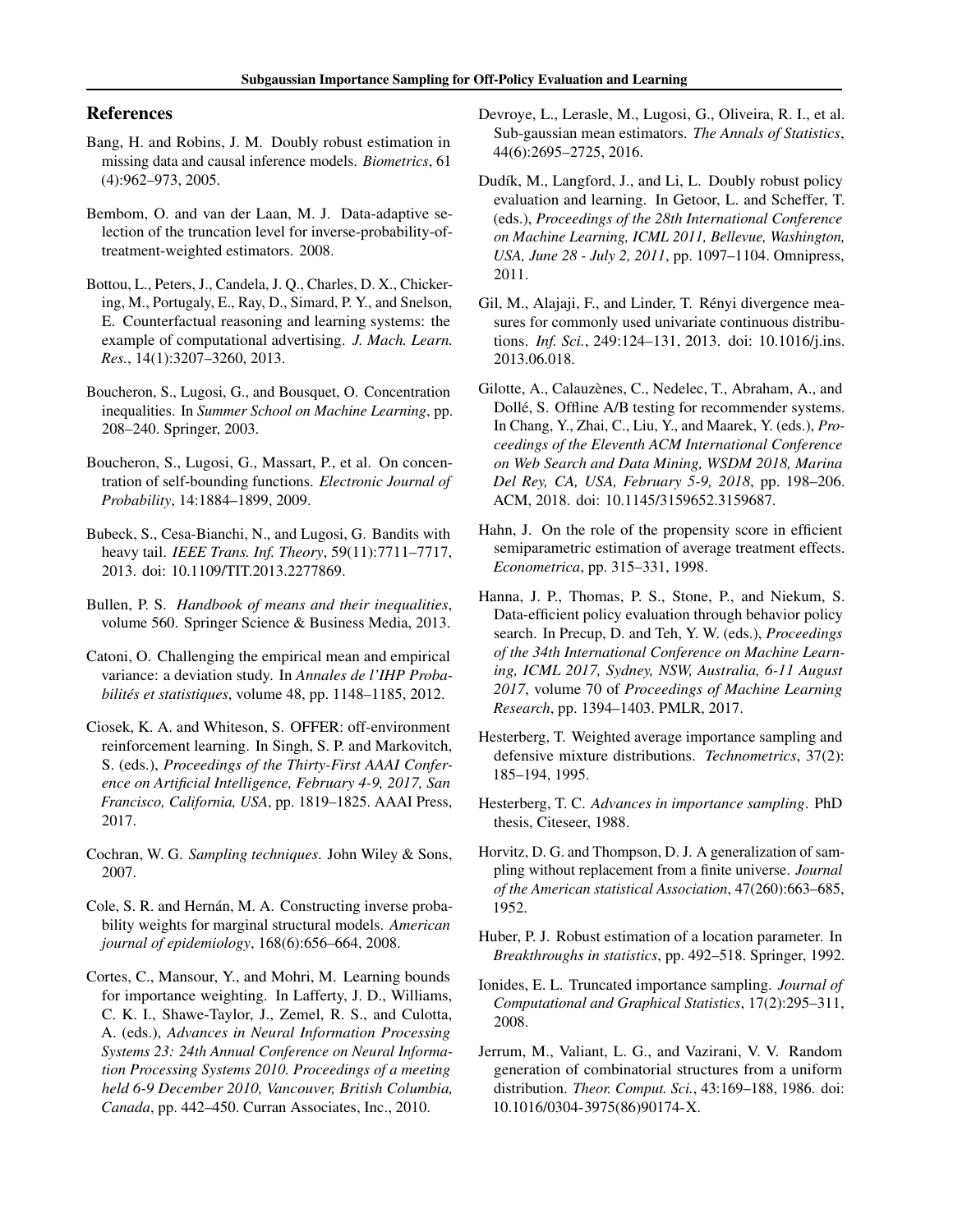## References

Bang, H. and Robins, J. M. Doubly robust estimation in missing data and causal inference models. *Biometrics*, 61 (4):962–973, 2005.

Bembom, O. and van der Laan, M. J. Data-adaptive selection of the truncation level for inverse-probability-of-treatment-weighted estimators. 2008.

Bottou, L., Peters, J., Candela, J. Q., Charles, D. X., Chickering, M., Portugaly, E., Ray, D., Simard, P. Y., and Snelson, E. Counterfactual reasoning and learning systems: the example of computational advertising. *J. Mach. Learn. Res.*, 14(1):3207–3260, 2013.

Boucheron, S., Lugosi, G., and Bousquet, O. Concentration inequalities. In *Summer School on Machine Learning*, pp. 208–240. Springer, 2003.

Boucheron, S., Lugosi, G., Massart, P., et al. On concentration of self-bounding functions. *Electronic Journal of Probability*, 14:1884–1899, 2009.

Bubeck, S., Cesa-Bianchi, N., and Lugosi, G. Bandits with heavy tail. *IEEE Trans. Inf. Theory*, 59(11):7711–7717, 2013. doi: 10.1109/TIT.2013.2277869.

Bullen, P. S. *Handbook of means and their inequalities*, volume 560. Springer Science & Business Media, 2013.

Catoni, O. Challenging the empirical mean and empirical variance: a deviation study. In *Annales de l'IHP Probabilités et statistiques*, volume 48, pp. 1148–1185, 2012.

Ciosek, K. A. and Whiteson, S. OFFER: off-environment reinforcement learning. In Singh, S. P. and Markovitch, S. (eds.), *Proceedings of the Thirty-First AAAI Conference on Artificial Intelligence, February 4-9, 2017, San Francisco, California, USA*, pp. 1819–1825. AAAI Press, 2017.

Cochran, W. G. *Sampling techniques*. John Wiley & Sons, 2007.

Cole, S. R. and Hernán, M. A. Constructing inverse probability weights for marginal structural models. *American journal of epidemiology*, 168(6):656–664, 2008.

Cortes, C., Mansour, Y., and Mohri, M. Learning bounds for importance weighting. In Lafferty, J. D., Williams, C. K. I., Shawe-Taylor, J., Zemel, R. S., and Culotta, A. (eds.), *Advances in Neural Information Processing Systems 23: 24th Annual Conference on Neural Information Processing Systems 2010. Proceedings of a meeting held 6-9 December 2010, Vancouver, British Columbia, Canada*, pp. 442–450. Curran Associates, Inc., 2010.

Devroye, L., Lerasle, M., Lugosi, G., Oliveira, R. I., et al. Sub-gaussian mean estimators. *The Annals of Statistics*, 44(6):2695–2725, 2016.

Dudík, M., Langford, J., and Li, L. Doubly robust policy evaluation and learning. In Getoor, L. and Scheffer, T. (eds.), *Proceedings of the 28th International Conference on Machine Learning, ICML 2011, Bellevue, Washington, USA, June 28 - July 2, 2011*, pp. 1097–1104. Omnipress, 2011.

Gil, M., Alajaji, F., and Linder, T. Rényi divergence measures for commonly used univariate continuous distributions. *Inf. Sci.*, 249:124–131, 2013. doi: 10.1016/j.ins.2013.06.018.

Gilotte, A., Calauzènes, C., Nedelec, T., Abraham, A., and Dollé, S. Offline A/B testing for recommender systems. In Chang, Y., Zhai, C., Liu, Y., and Maarek, Y. (eds.), *Proceedings of the Eleventh ACM International Conference on Web Search and Data Mining, WSDM 2018, Marina Del Rey, CA, USA, February 5-9, 2018*, pp. 198–206. ACM, 2018. doi: 10.1145/3159652.3159687.

Hahn, J. On the role of the propensity score in efficient semiparametric estimation of average treatment effects. *Econometrica*, pp. 315–331, 1998.

Hanna, J. P., Thomas, P. S., Stone, P., and Niekum, S. Data-efficient policy evaluation through behavior policy search. In Precup, D. and Teh, Y. W. (eds.), *Proceedings of the 34th International Conference on Machine Learning, ICML 2017, Sydney, NSW, Australia, 6-11 August 2017*, volume 70 of *Proceedings of Machine Learning Research*, pp. 1394–1403. PMLR, 2017.

Hesterberg, T. Weighted average importance sampling and defensive mixture distributions. *Technometrics*, 37(2): 185–194, 1995.

Hesterberg, T. C. *Advances in importance sampling*. PhD thesis, Citeseer, 1988.

Horvitz, D. G. and Thompson, D. J. A generalization of sampling without replacement from a finite universe. *Journal of the American statistical Association*, 47(260):663–685, 1952.

Huber, P. J. Robust estimation of a location parameter. In *Breakthroughs in statistics*, pp. 492–518. Springer, 1992.

Ionides, E. L. Truncated importance sampling. *Journal of Computational and Graphical Statistics*, 17(2):295–311, 2008.

Jerrum, M., Valiant, L. G., and Vazirani, V. V. Random generation of combinatorial structures from a uniform distribution. *Theor. Comput. Sci.*, 43:169–188, 1986. doi: 10.1016/0304-3975(86)90174-X.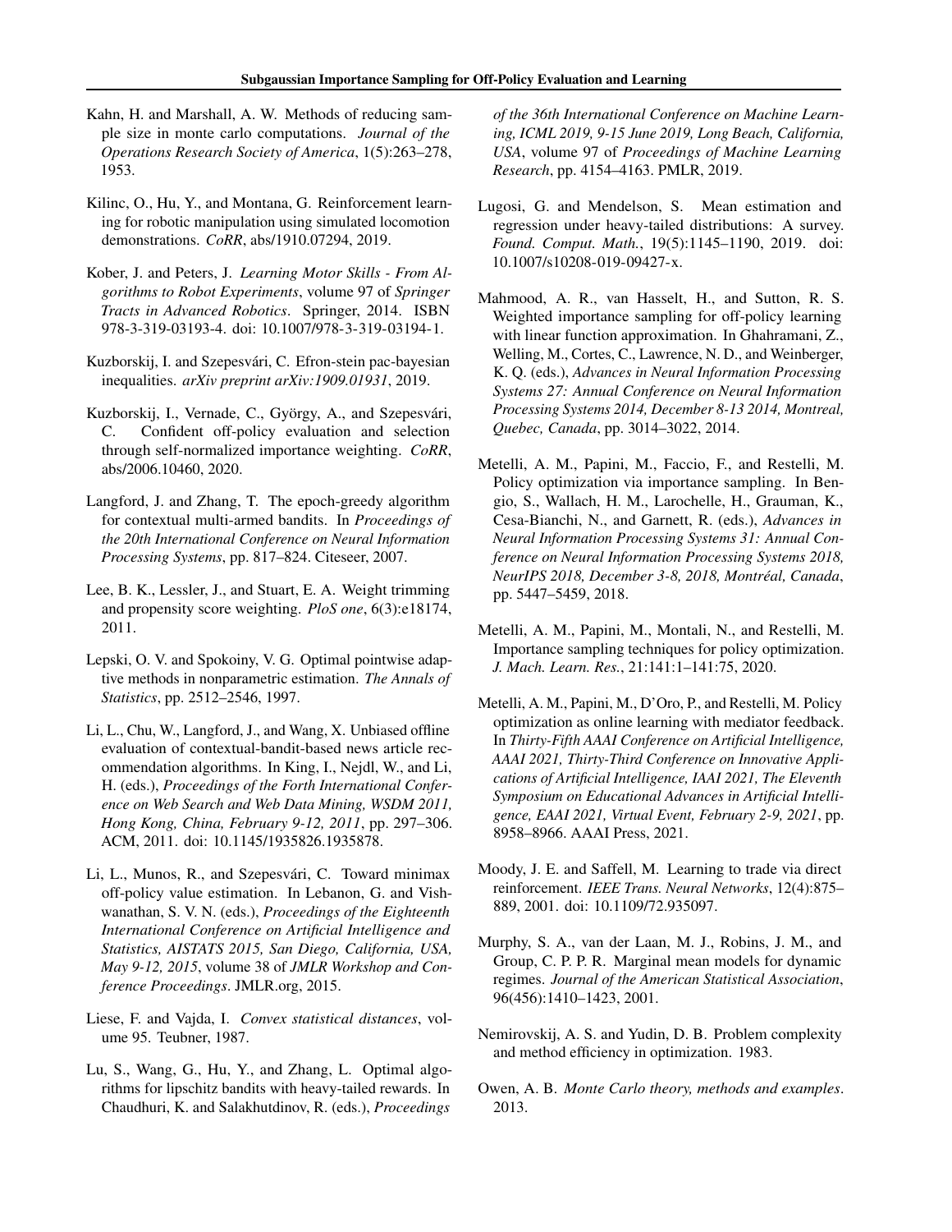Kahn, H. and Marshall, A. W. Methods of reducing sample size in monte carlo computations. *Journal of the Operations Research Society of America*, 1(5):263–278, 1953.

Kilinc, O., Hu, Y., and Montana, G. Reinforcement learning for robotic manipulation using simulated locomotion demonstrations. *CoRR*, abs/1910.07294, 2019.

Kober, J. and Peters, J. *Learning Motor Skills - From Algorithms to Robot Experiments*, volume 97 of *Springer Tracts in Advanced Robotics*. Springer, 2014. ISBN 978-3-319-03193-4. doi: 10.1007/978-3-319-03194-1.

Kuzborskij, I. and Szepesvári, C. Efron-stein pac-bayesian inequalities. *arXiv preprint arXiv:1909.01931*, 2019.

Kuzborskij, I., Vernade, C., György, A., and Szepesvári, C. Confident off-policy evaluation and selection through self-normalized importance weighting. *CoRR*, abs/2006.10460, 2020.

Langford, J. and Zhang, T. The epoch-greedy algorithm for contextual multi-armed bandits. In *Proceedings of the 20th International Conference on Neural Information Processing Systems*, pp. 817–824. Citeseer, 2007.

Lee, B. K., Lessler, J., and Stuart, E. A. Weight trimming and propensity score weighting. *PloS one*, 6(3):e18174, 2011.

Lepski, O. V. and Spokoiny, V. G. Optimal pointwise adaptive methods in nonparametric estimation. *The Annals of Statistics*, pp. 2512–2546, 1997.

Li, L., Chu, W., Langford, J., and Wang, X. Unbiased offline evaluation of contextual-bandit-based news article recommendation algorithms. In King, I., Nejdl, W., and Li, H. (eds.), *Proceedings of the Forth International Conference on Web Search and Web Data Mining, WSDM 2011, Hong Kong, China, February 9-12, 2011*, pp. 297–306. ACM, 2011. doi: 10.1145/1935826.1935878.

Li, L., Munos, R., and Szepesvári, C. Toward minimax off-policy value estimation. In Lebanon, G. and Vishwanathan, S. V. N. (eds.), *Proceedings of the Eighteenth International Conference on Artificial Intelligence and Statistics, AISTATS 2015, San Diego, California, USA, May 9-12, 2015*, volume 38 of *JMLR Workshop and Conference Proceedings*. JMLR.org, 2015.

Liese, F. and Vajda, I. *Convex statistical distances*, volume 95. Teubner, 1987.

Lu, S., Wang, G., Hu, Y., and Zhang, L. Optimal algorithms for lipschitz bandits with heavy-tailed rewards. In Chaudhuri, K. and Salakhutdinov, R. (eds.), *Proceedings of the 36th International Conference on Machine Learning, ICML 2019, 9-15 June 2019, Long Beach, California, USA*, volume 97 of *Proceedings of Machine Learning Research*, pp. 4154–4163. PMLR, 2019.

Lugosi, G. and Mendelson, S. Mean estimation and regression under heavy-tailed distributions: A survey. *Found. Comput. Math.*, 19(5):1145–1190, 2019. doi: 10.1007/s10208-019-09427-x.

Mahmood, A. R., van Hasselt, H., and Sutton, R. S. Weighted importance sampling for off-policy learning with linear function approximation. In Ghahramani, Z., Welling, M., Cortes, C., Lawrence, N. D., and Weinberger, K. Q. (eds.), *Advances in Neural Information Processing Systems 27: Annual Conference on Neural Information Processing Systems 2014, December 8-13 2014, Montreal, Quebec, Canada*, pp. 3014–3022, 2014.

Metelli, A. M., Papini, M., Faccio, F., and Restelli, M. Policy optimization via importance sampling. In Bengio, S., Wallach, H. M., Larochelle, H., Grauman, K., Cesa-Bianchi, N., and Garnett, R. (eds.), *Advances in Neural Information Processing Systems 31: Annual Conference on Neural Information Processing Systems 2018, NeurIPS 2018, December 3-8, 2018, Montréal, Canada*, pp. 5447–5459, 2018.

Metelli, A. M., Papini, M., Montali, N., and Restelli, M. Importance sampling techniques for policy optimization. *J. Mach. Learn. Res.*, 21:141:1–141:75, 2020.

Metelli, A. M., Papini, M., D'Oro, P., and Restelli, M. Policy optimization as online learning with mediator feedback. In *Thirty-Fifth AAAI Conference on Artificial Intelligence, AAAI 2021, Thirty-Third Conference on Innovative Applications of Artificial Intelligence, IAAI 2021, The Eleventh Symposium on Educational Advances in Artificial Intelligence, EAAI 2021, Virtual Event, February 2-9, 2021*, pp. 8958–8966. AAAI Press, 2021.

Moody, J. E. and Saffell, M. Learning to trade via direct reinforcement. *IEEE Trans. Neural Networks*, 12(4):875–889, 2001. doi: 10.1109/72.935097.

Murphy, S. A., van der Laan, M. J., Robins, J. M., and Group, C. P. P. R. Marginal mean models for dynamic regimes. *Journal of the American Statistical Association*, 96(456):1410–1423, 2001.

Nemirovskij, A. S. and Yudin, D. B. Problem complexity and method efficiency in optimization. 1983.

Owen, A. B. *Monte Carlo theory, methods and examples*. 2013.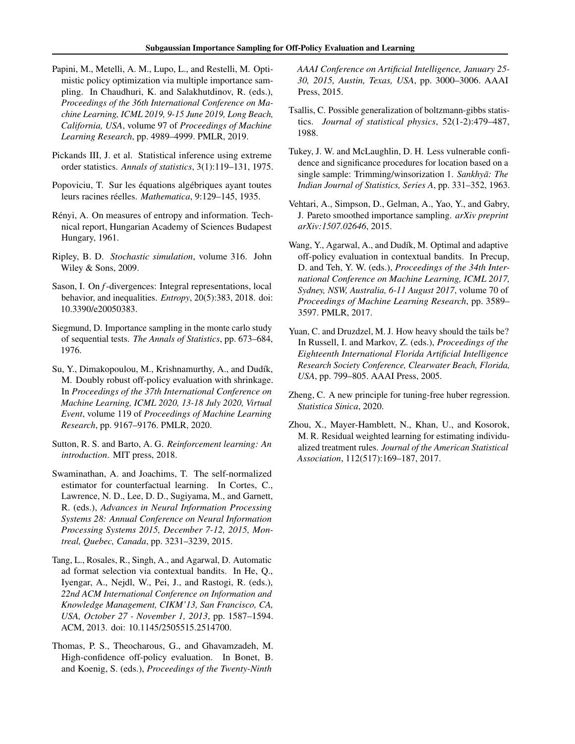Papini, M., Metelli, A. M., Lupo, L., and Restelli, M. Optimistic policy optimization via multiple importance sampling. In Chaudhuri, K. and Salakhutdinov, R. (eds.), *Proceedings of the 36th International Conference on Machine Learning, ICML 2019, 9-15 June 2019, Long Beach, California, USA*, volume 97 of *Proceedings of Machine Learning Research*, pp. 4989–4999. PMLR, 2019.

Pickands III, J. et al. Statistical inference using extreme order statistics. *Annals of statistics*, 3(1):119–131, 1975.

Popoviciu, T. Sur les équations algébriques ayant toutes leurs racines réelles. *Mathematica*, 9:129–145, 1935.

Rényi, A. On measures of entropy and information. Technical report, Hungarian Academy of Sciences Budapest Hungary, 1961.

Ripley, B. D. *Stochastic simulation*, volume 316. John Wiley & Sons, 2009.

Sason, I. On $f$-divergences: Integral representations, local behavior, and inequalities. *Entropy*, 20(5):383, 2018. doi: 10.3390/e20050383.

Siegmund, D. Importance sampling in the monte carlo study of sequential tests. *The Annals of Statistics*, pp. 673–684, 1976.

Su, Y., Dimakopoulou, M., Krishnamurthy, A., and Dudík, M. Doubly robust off-policy evaluation with shrinkage. In *Proceedings of the 37th International Conference on Machine Learning, ICML 2020, 13-18 July 2020, Virtual Event*, volume 119 of *Proceedings of Machine Learning Research*, pp. 9167–9176. PMLR, 2020.

Sutton, R. S. and Barto, A. G. *Reinforcement learning: An introduction*. MIT press, 2018.

Swaminathan, A. and Joachims, T. The self-normalized estimator for counterfactual learning. In Cortes, C., Lawrence, N. D., Lee, D. D., Sugiyama, M., and Garnett, R. (eds.), *Advances in Neural Information Processing Systems 28: Annual Conference on Neural Information Processing Systems 2015, December 7-12, 2015, Montreal, Quebec, Canada*, pp. 3231–3239, 2015.

Tang, L., Rosales, R., Singh, A., and Agarwal, D. Automatic ad format selection via contextual bandits. In He, Q., Iyengar, A., Nejdl, W., Pei, J., and Rastogi, R. (eds.), *22nd ACM International Conference on Information and Knowledge Management, CIKM'13, San Francisco, CA, USA, October 27 - November 1, 2013*, pp. 1587–1594. ACM, 2013. doi: 10.1145/2505515.2514700.

Thomas, P. S., Theocharous, G., and Ghavamzadeh, M. High-confidence off-policy evaluation. In Bonet, B. and Koenig, S. (eds.), *Proceedings of the Twenty-Ninth AAAI Conference on Artificial Intelligence, January 25-30, 2015, Austin, Texas, USA*, pp. 3000–3006. AAAI Press, 2015.

Tsallis, C. Possible generalization of boltzmann-gibbs statistics. *Journal of statistical physics*, 52(1-2):479–487, 1988.

Tukey, J. W. and McLaughlin, D. H. Less vulnerable confidence and significance procedures for location based on a single sample: Trimming/winsorization 1. *Sankhyā: The Indian Journal of Statistics, Series A*, pp. 331–352, 1963.

Vehtari, A., Simpson, D., Gelman, A., Yao, Y., and Gabry, J. Pareto smoothed importance sampling. *arXiv preprint arXiv:1507.02646*, 2015.

Wang, Y., Agarwal, A., and Dudík, M. Optimal and adaptive off-policy evaluation in contextual bandits. In Precup, D. and Teh, Y. W. (eds.), *Proceedings of the 34th International Conference on Machine Learning, ICML 2017, Sydney, NSW, Australia, 6-11 August 2017*, volume 70 of *Proceedings of Machine Learning Research*, pp. 3589–3597. PMLR, 2017.

Yuan, C. and Druzdzel, M. J. How heavy should the tails be? In Russell, I. and Markov, Z. (eds.), *Proceedings of the Eighteenth International Florida Artificial Intelligence Research Society Conference, Clearwater Beach, Florida, USA*, pp. 799–805. AAAI Press, 2005.

Zheng, C. A new principle for tuning-free huber regression. *Statistica Sinica*, 2020.

Zhou, X., Mayer-Hamblett, N., Khan, U., and Kosorok, M. R. Residual weighted learning for estimating individualized treatment rules. *Journal of the American Statistical Association*, 112(517):169–187, 2017.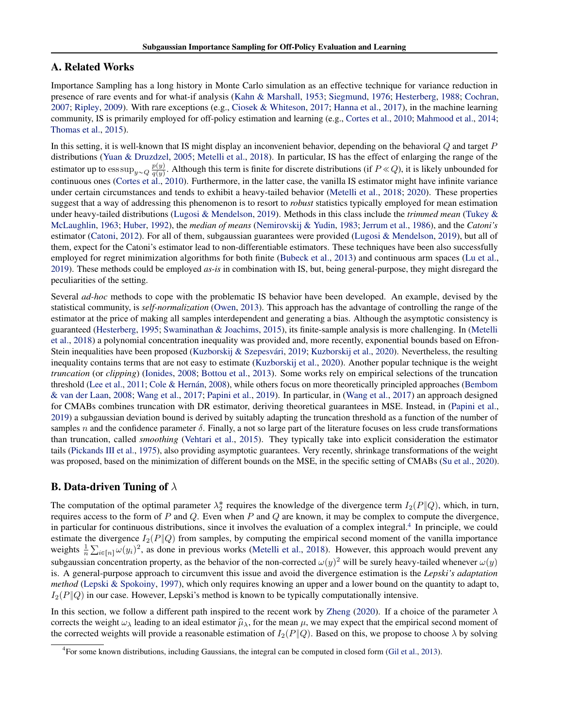## A. Related Works

Importance Sampling has a long history in Monte Carlo simulation as an effective technique for variance reduction in presence of rare events and for what-if analysis (Kahn & Marshall, 1953; Siegmund, 1976; Hesterberg, 1988; Cochran, 2007; Ripley, 2009). With rare exceptions (e.g., Ciosek & Whiteson, 2017; Hanna et al., 2017), in the machine learning community, IS is primarily employed for off-policy estimation and learning (e.g., Cortes et al., 2010; Mahmood et al., 2014; Thomas et al., 2015).

In this setting, it is well-known that IS might display an inconvenient behavior, depending on the behavioral $Q$ and target $P$ distributions (Yuan & Druzdzel, 2005; Metelli et al., 2018). In particular, IS has the effect of enlarging the range of the estimator up to $\operatorname{ess\,sup}_{y \sim Q} \frac{p(y)}{q(y)}$. Although this term is finite for discrete distributions (if $P \ll Q$), it is likely unbounded for continuous ones (Cortes et al., 2010). Furthermore, in the latter case, the vanilla IS estimator might have infinite variance under certain circumstances and tends to exhibit a heavy-tailed behavior (Metelli et al., 2018; 2020). These properties suggest that a way of addressing this phenomenon is to resort to *robust* statistics typically employed for mean estimation under heavy-tailed distributions (Lugosi & Mendelson, 2019). Methods in this class include the *trimmed mean* (Tukey & McLaughlin, 1963; Huber, 1992), the *median of means* (Nemirovskij & Yudin, 1983; Jerrum et al., 1986), and the *Catoni's* estimator (Catoni, 2012). For all of them, subgaussian guarantees were provided (Lugosi & Mendelson, 2019), but all of them, expect for the Catoni's estimator lead to non-differentiable estimators. These techniques have been also successfully employed for regret minimization algorithms for both finite (Bubeck et al., 2013) and continuous arm spaces (Lu et al., 2019). These methods could be employed *as-is* in combination with IS, but, being general-purpose, they might disregard the peculiarities of the setting.

Several *ad-hoc* methods to cope with the problematic IS behavior have been developed. An example, devised by the statistical community, is *self-normalization* (Owen, 2013). This approach has the advantage of controlling the range of the estimator at the price of making all samples interdependent and generating a bias. Although the asymptotic consistency is guaranteed (Hesterberg, 1995; Swaminathan & Joachims, 2015), its finite-sample analysis is more challenging. In (Metelli et al., 2018) a polynomial concentration inequality was provided and, more recently, exponential bounds based on Efron-Stein inequalities have been proposed (Kuzborskij & Szepesvári, 2019; Kuzborskij et al., 2020). Nevertheless, the resulting inequality contains terms that are not easy to estimate (Kuzborskij et al., 2020). Another popular technique is the weight *truncation* (or *clipping*) (Ionides, 2008; Bottou et al., 2013). Some works rely on empirical selections of the truncation threshold (Lee et al., 2011; Cole & Hernán, 2008), while others focus on more theoretically principled approaches (Bembom & van der Laan, 2008; Wang et al., 2017; Papini et al., 2019). In particular, in (Wang et al., 2017) an approach designed for CMABs combines truncation with DR estimator, deriving theoretical guarantees in MSE. Instead, in (Papini et al., 2019) a subgaussian deviation bound is derived by suitably adapting the truncation threshold as a function of the number of samples $n$ and the confidence parameter $\delta$. Finally, a not so large part of the literature focuses on less crude transformations than truncation, called *smoothing* (Vehtari et al., 2015). They typically take into explicit consideration the estimator tails (Pickands III et al., 1975), also providing asymptotic guarantees. Very recently, shrinkage transformations of the weight was proposed, based on the minimization of different bounds on the MSE, in the specific setting of CMABs (Su et al., 2020).

## B. Data-driven Tuning of $\lambda$

The computation of the optimal parameter $\lambda_2^*$ requires the knowledge of the divergence term $I_2(P\|Q)$, which, in turn, requires access to the form of $P$ and $Q$. Even when $P$ and $Q$ are known, it may be complex to compute the divergence, in particular for continuous distributions, since it involves the evaluation of a complex integral.[4] In principle, we could estimate the divergence $I_2(P\|Q)$ from samples, by computing the empirical second moment of the vanilla importance weights $\frac{1}{n}\sum_{i\in[n]}\omega(y_i)^2$, as done in previous works (Metelli et al., 2018). However, this approach would prevent any subgaussian concentration property, as the behavior of the non-corrected $\omega(y)^2$ will be surely heavy-tailed whenever $\omega(y)$ is. A general-purpose approach to circumvent this issue and avoid the divergence estimation is the *Lepski's adaptation method* (Lepski & Spokoiny, 1997), which only requires knowing an upper and a lower bound on the quantity to adapt to, $I_2(P\|Q)$ in our case. However, Lepski's method is known to be typically computationally intensive.

In this section, we follow a different path inspired to the recent work by Zheng (2020). If a choice of the parameter $\lambda$ corrects the weight $\omega_\lambda$ leading to an ideal estimator $\widehat{\mu}_\lambda$, for the mean $\mu$, we may expect that the empirical second moment of the corrected weights will provide a reasonable estimation of $I_2(P\|Q)$. Based on this, we propose to choose $\lambda$ by solving

[4] For some known distributions, including Gaussians, the integral can be computed in closed form (Gil et al., 2013).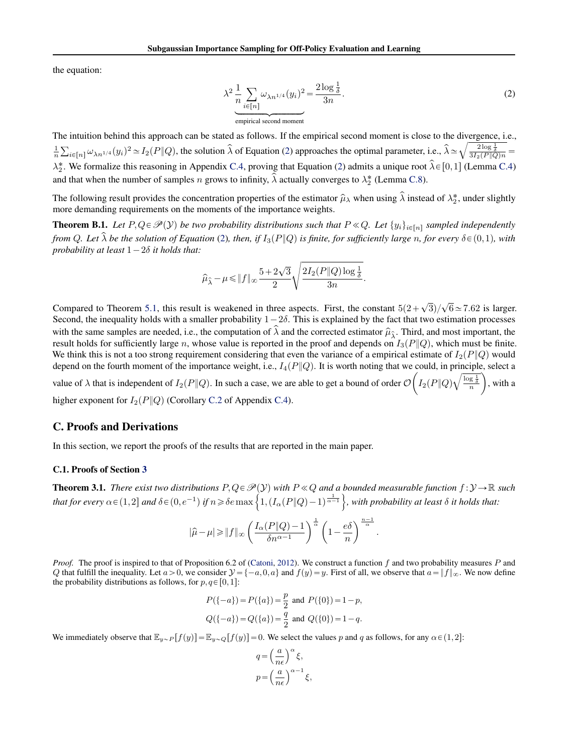the equation:

$$\underbrace{\lambda^2 \frac{1}{n} \sum_{i \in [n]} \omega_{\lambda n^{1/4}}(y_i)^2}_{\text{empirical second moment}} = \frac{2 \log \frac{1}{\delta}}{3n}. \tag{2}$$

The intuition behind this approach can be stated as follows. If the empirical second moment is close to the divergence, i.e., $\frac{1}{n}\sum_{i\in[n]} \omega_{\lambda n^{1/4}}(y_i)^2 \simeq I_2(P\|Q)$, the solution $\widehat{\lambda}$ of Equation (2) approaches the optimal parameter, i.e., $\widehat{\lambda} \simeq \sqrt{\frac{2\log\frac{1}{\delta}}{3 I_2(P\|Q) n}} = \lambda_2^*$. We formalize this reasoning in Appendix C.4, proving that Equation (2) admits a unique root $\widehat{\lambda} \in [0,1]$ (Lemma C.4) and that when the number of samples $n$ grows to infinity, $\widehat{\lambda}$ actually converges to $\lambda_2^*$ (Lemma C.8).

The following result provides the concentration properties of the estimator $\widehat{\mu}_\lambda$ when using $\widehat{\lambda}$ instead of $\lambda_2^*$, under slightly more demanding requirements on the moments of the importance weights.

**Theorem B.1.** *Let $P, Q \in \mathscr{P}(\mathcal{Y})$ be two probability distributions such that $P \ll Q$. Let $\{y_i\}_{i\in[n]}$ sampled independently from $Q$. Let $\widehat{\lambda}$ be the solution of Equation (2), then, if $I_3(P\|Q)$ is finite, for sufficiently large $n$, for every $\delta \in (0,1)$, with probability at least $1-2\delta$ it holds that:*

$$\widehat{\mu}_{\widehat{\lambda}} - \mu \leqslant \|f\|_\infty \frac{5+2\sqrt{3}}{2} \sqrt{\frac{2 I_2(P\|Q) \log\frac{1}{\delta}}{3n}}.$$

Compared to Theorem 5.1, this result is weakened in three aspects. First, the constant $5(2+\sqrt{3})/\sqrt{6} \simeq 7.62$ is larger. Second, the inequality holds with a smaller probability $1-2\delta$. This is explained by the fact that two estimation processes with the same samples are needed, i.e., the computation of $\widehat{\lambda}$ and the corrected estimator $\widehat{\mu}_{\widehat{\lambda}}$. Third, and most important, the result holds for sufficiently large $n$, whose value is reported in the proof and depends on $I_3(P\|Q)$, which must be finite. We think this is not a too strong requirement considering that even the variance of a empirical estimate of $I_2(P\|Q)$ would depend on the fourth moment of the importance weight, i.e., $I_4(P\|Q)$. It is worth noting that we could, in principle, select a value of $\lambda$ that is independent of $I_2(P\|Q)$. In such a case, we are able to get a bound of order $\mathcal{O}\left( I_2(P\|Q) \sqrt{\frac{\log\frac{1}{\delta}}{n}} \right)$, with a higher exponent for $I_2(P\|Q)$ (Corollary C.2 of Appendix C.4).

## C. Proofs and Derivations

In this section, we report the proofs of the results that are reported in the main paper.

### C.1. Proofs of Section 3

**Theorem 3.1.** *There exist two distributions $P, Q \in \mathscr{P}(\mathcal{Y})$ with $P \ll Q$ and a bounded measurable function $f : \mathcal{Y} \to \mathbb{R}$ such that for every $\alpha \in (1,2]$ and $\delta \in (0, e^{-1})$ if $n \geqslant \delta e \max\left\{1, (I_\alpha(P\|Q)-1)^{\frac{1}{\alpha-1}}\right\}$, with probability at least $\delta$ it holds that:*

$$|\widehat{\mu} - \mu| \geqslant \|f\|_\infty \left( \frac{I_\alpha(P\|Q)-1}{\delta n^{\alpha-1}} \right)^{\frac{1}{\alpha}} \left( 1 - \frac{e\delta}{n} \right)^{\frac{n-1}{\alpha}}.$$

*Proof.* The proof is inspired to that of Proposition 6.2 of (Catoni, 2012). We construct a function $f$ and two probability measures $P$ and $Q$ that fulfill the inequality. Let $a > 0$, we consider $\mathcal{Y} = \{-a, 0, a\}$ and $f(y) = y$. First of all, we observe that $a = \|f\|_\infty$. We now define the probability distributions as follows, for $p, q \in [0,1]$:

$$P(\{-a\}) = P(\{a\}) = \frac{p}{2} \text{ and } P(\{0\}) = 1-p,$$
$$Q(\{-a\}) = Q(\{a\}) = \frac{q}{2} \text{ and } Q(\{0\}) = 1-q.$$

We immediately observe that $\mathbb{E}_{y\sim P}[f(y)] = \mathbb{E}_{y\sim Q}[f(y)] = 0$. We select the values $p$ and $q$ as follows, for any $\alpha \in (1,2]$:

$$q = \left( \frac{a}{n\epsilon} \right)^{\alpha} \xi,$$
$$p = \left( \frac{a}{n\epsilon} \right)^{\alpha-1} \xi,$$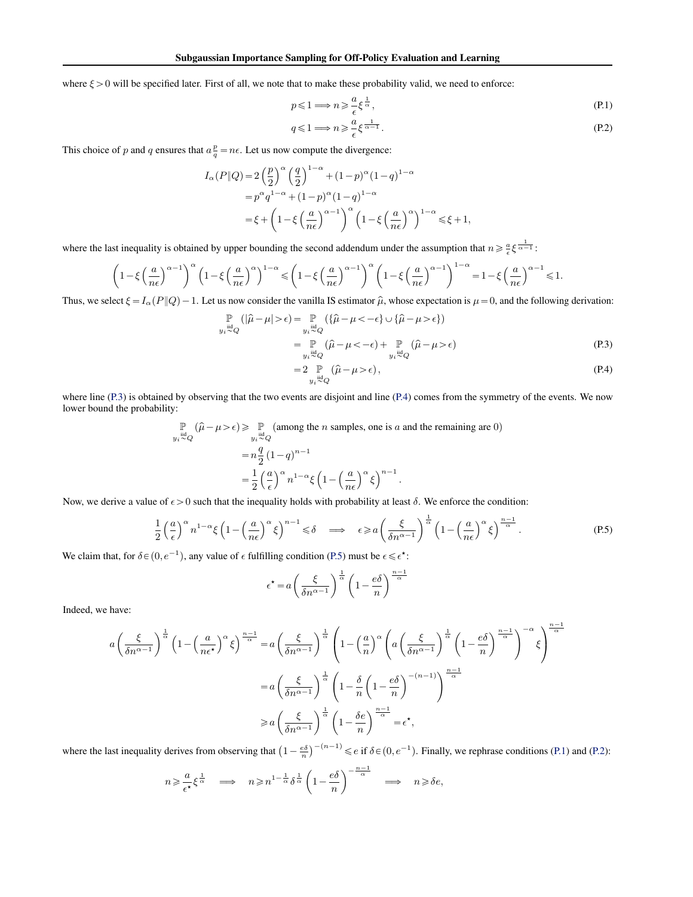where $\xi > 0$ will be specified later. First of all, we note that to make these probability valid, we need to enforce:

$$p \leqslant 1 \Longrightarrow n \geqslant \frac{a}{\epsilon}\xi^{\frac{1}{\alpha}}, \tag{P.1}$$

$$q \leqslant 1 \Longrightarrow n \geqslant \frac{a}{\epsilon}\xi^{\frac{1}{\alpha-1}}. \tag{P.2}$$

This choice of $p$ and $q$ ensures that $a\frac{p}{q} = n\epsilon$. Let us now compute the divergence:

$$\begin{aligned}
I_\alpha(P\|Q) &= 2\left(\frac{p}{2}\right)^\alpha \left(\frac{q}{2}\right)^{1-\alpha} + (1-p)^\alpha (1-q)^{1-\alpha} \\
&= p^\alpha q^{1-\alpha} + (1-p)^\alpha (1-q)^{1-\alpha} \\
&= \xi + \left(1 - \xi\left(\frac{a}{n\epsilon}\right)^{\alpha-1}\right)^\alpha \left(1 - \xi\left(\frac{a}{n\epsilon}\right)^\alpha\right)^{1-\alpha} \leqslant \xi + 1,
\end{aligned}$$

where the last inequality is obtained by upper bounding the second addendum under the assumption that $n \geqslant \frac{a}{\epsilon}\xi^{\frac{1}{\alpha-1}}$:

$$\left(1 - \xi\left(\frac{a}{n\epsilon}\right)^{\alpha-1}\right)^\alpha \left(1 - \xi\left(\frac{a}{n\epsilon}\right)^\alpha\right)^{1-\alpha} \leqslant \left(1 - \xi\left(\frac{a}{n\epsilon}\right)^{\alpha-1}\right)^\alpha \left(1 - \xi\left(\frac{a}{n\epsilon}\right)^{\alpha-1}\right)^{1-\alpha} = 1 - \xi\left(\frac{a}{n\epsilon}\right)^{\alpha-1} \leqslant 1.$$

Thus, we select $\xi = I_\alpha(P\|Q) - 1$. Let us now consider the vanilla IS estimator $\widehat{\mu}$, whose expectation is $\mu = 0$, and the following derivation:

$$\begin{aligned}
\mathop{\mathbb{P}}_{y_i \overset{\text{iid}}{\sim} Q}(|\widehat{\mu} - \mu| > \epsilon) &= \mathop{\mathbb{P}}_{y_i \overset{\text{iid}}{\sim} Q}(\{\widehat{\mu} - \mu < -\epsilon\} \cup \{\widehat{\mu} - \mu > \epsilon\}) \\
&= \mathop{\mathbb{P}}_{y_i \overset{\text{iid}}{\sim} Q}(\widehat{\mu} - \mu < -\epsilon) + \mathop{\mathbb{P}}_{y_i \overset{\text{iid}}{\sim} Q}(\widehat{\mu} - \mu > \epsilon) \qquad \text{(P.3)} \\
&= 2 \mathop{\mathbb{P}}_{y_i \overset{\text{iid}}{\sim} Q}(\widehat{\mu} - \mu > \epsilon), \qquad \text{(P.4)}
\end{aligned}$$

where line (P.3) is obtained by observing that the two events are disjoint and line (P.4) comes from the symmetry of the events. We now lower bound the probability:

$$\begin{aligned}
\mathop{\mathbb{P}}_{y_i \overset{\text{iid}}{\sim} Q}(\widehat{\mu} - \mu > \epsilon) &\geqslant \mathop{\mathbb{P}}_{y_i \overset{\text{iid}}{\sim} Q}(\text{among the } n \text{ samples, one is } a \text{ and the remaining are } 0) \\
&= n\frac{q}{2}(1-q)^{n-1} \\
&= \frac{1}{2}\left(\frac{a}{\epsilon}\right)^\alpha n^{1-\alpha}\xi\left(1 - \left(\frac{a}{n\epsilon}\right)^\alpha \xi\right)^{n-1}.
\end{aligned}$$

Now, we derive a value of $\epsilon > 0$ such that the inequality holds with probability at least $\delta$. We enforce the condition:

$$\frac{1}{2}\left(\frac{a}{\epsilon}\right)^\alpha n^{1-\alpha}\xi\left(1 - \left(\frac{a}{n\epsilon}\right)^\alpha \xi\right)^{n-1} \leqslant \delta \quad \Longrightarrow \quad \epsilon \geqslant a\left(\frac{\xi}{\delta n^{\alpha-1}}\right)^{\frac{1}{\alpha}}\left(1 - \left(\frac{a}{n\epsilon}\right)^\alpha \xi\right)^{\frac{n-1}{\alpha}}. \tag{P.5}$$

We claim that, for $\delta \in (0, e^{-1})$, any value of $\epsilon$ fulfilling condition (P.5) must be $\epsilon \leqslant \epsilon^\star$:

$$\epsilon^\star = a\left(\frac{\xi}{\delta n^{\alpha-1}}\right)^{\frac{1}{\alpha}}\left(1 - \frac{e\delta}{n}\right)^{\frac{n-1}{\alpha}}$$

Indeed, we have:

$$\begin{aligned}
a\left(\frac{\xi}{\delta n^{\alpha-1}}\right)^{\frac{1}{\alpha}}\left(1 - \left(\frac{a}{n\epsilon^\star}\right)^\alpha \xi\right)^{\frac{n-1}{\alpha}} &= a\left(\frac{\xi}{\delta n^{\alpha-1}}\right)^{\frac{1}{\alpha}}\left(1 - \left(\frac{a}{n}\right)^\alpha \left(a\left(\frac{\xi}{\delta n^{\alpha-1}}\right)^{\frac{1}{\alpha}}\left(1 - \frac{e\delta}{n}\right)^{\frac{n-1}{\alpha}}\right)^{-\alpha}\xi\right)^{\frac{n-1}{\alpha}} \\
&= a\left(\frac{\xi}{\delta n^{\alpha-1}}\right)^{\frac{1}{\alpha}}\left(1 - \frac{\delta}{n}\left(1 - \frac{e\delta}{n}\right)^{-(n-1)}\right)^{\frac{n-1}{\alpha}} \\
&\geqslant a\left(\frac{\xi}{\delta n^{\alpha-1}}\right)^{\frac{1}{\alpha}}\left(1 - \frac{\delta e}{n}\right)^{\frac{n-1}{\alpha}} = \epsilon^\star,
\end{aligned}$$

where the last inequality derives from observing that $\left(1 - \frac{e\delta}{n}\right)^{-(n-1)} \leqslant e$ if $\delta \in (0, e^{-1})$. Finally, we rephrase conditions (P.1) and (P.2):

$$n \geqslant \frac{a}{\epsilon^\star}\xi^{\frac{1}{\alpha}} \quad \Longrightarrow \quad n \geqslant n^{1-\frac{1}{\alpha}}\delta^{\frac{1}{\alpha}}\left(1 - \frac{e\delta}{n}\right)^{-\frac{n-1}{\alpha}} \quad \Longrightarrow \quad n \geqslant \delta e,$$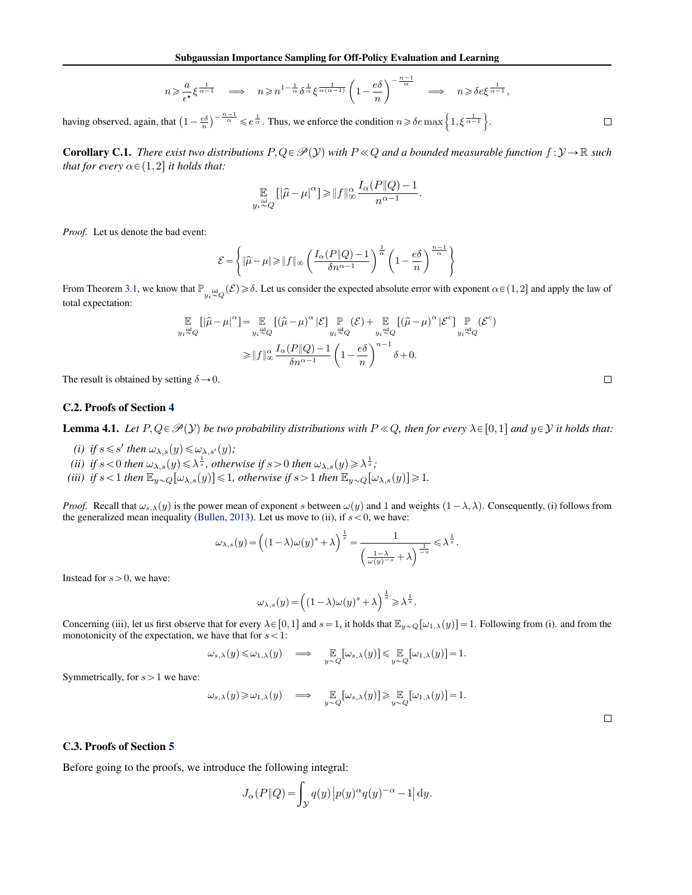$$n \geqslant \frac{a}{\epsilon^\star} \xi^{\frac{1}{\alpha-1}} \quad \Longrightarrow \quad n \geqslant n^{1-\frac{1}{\alpha}} \delta^{\frac{1}{\alpha}} \xi^{\frac{1}{\alpha(\alpha-1)}} \left(1 - \frac{e\delta}{n}\right)^{-\frac{n-1}{\alpha}} \quad \Longrightarrow \quad n \geqslant \delta e \xi^{\frac{1}{\alpha-1}},$$

having observed, again, that $\left(1 - \frac{e\delta}{n}\right)^{-\frac{n-1}{\alpha}} \leqslant e^{\frac{1}{\alpha}}$. Thus, we enforce the condition $n \geqslant \delta e \max\left\{1, \xi^{\frac{1}{\alpha-1}}\right\}$. ∎

**Corollary C.1.** *There exist two distributions $P, Q \in \mathscr{P}(\mathcal{Y})$ with $P \ll Q$ and a bounded measurable function $f : \mathcal{Y} \to \mathbb{R}$ such that for every $\alpha \in (1,2]$ it holds that:*

$$\mathop{\mathbb{E}}_{y_i \overset{\text{iid}}{\sim} Q} \left[|\widehat{\mu} - \mu|^\alpha\right] \geqslant \|f\|_\infty^\alpha \frac{I_\alpha(P\|Q) - 1}{n^{\alpha-1}}.$$

*Proof.* Let us denote the bad event:

$$\mathcal{E} = \left\{ |\widehat{\mu} - \mu| \geqslant \|f\|_\infty \left( \frac{I_\alpha(P\|Q) - 1}{\delta n^{\alpha-1}} \right)^{\frac{1}{\alpha}} \left(1 - \frac{e\delta}{n}\right)^{\frac{n-1}{\alpha}} \right\}$$

From Theorem 3.1, we know that $\mathbb{P}_{y_i \overset{\text{iid}}{\sim} Q}(\mathcal{E}) \geqslant \delta$. Let us consider the expected absolute error with exponent $\alpha \in (1,2]$ and apply the law of total expectation:

$$\begin{aligned}
\mathop{\mathbb{E}}_{y_i \overset{\text{iid}}{\sim} Q} \left[|\widehat{\mu} - \mu|^\alpha\right] &= \mathop{\mathbb{E}}_{y_i \overset{\text{iid}}{\sim} Q} \left[(\widehat{\mu} - \mu)^\alpha | \mathcal{E}\right] \mathop{\mathbb{P}}_{y_i \overset{\text{iid}}{\sim} Q} (\mathcal{E}) + \mathop{\mathbb{E}}_{y_i \overset{\text{iid}}{\sim} Q} \left[(\widehat{\mu} - \mu)^\alpha | \mathcal{E}^c\right] \mathop{\mathbb{P}}_{y_i \overset{\text{iid}}{\sim} Q} (\mathcal{E}^c) \\
&\geqslant \|f\|_\infty^\alpha \frac{I_\alpha(P\|Q) - 1}{\delta n^{\alpha-1}} \left(1 - \frac{e\delta}{n}\right)^{n-1} \delta + 0.
\end{aligned}$$

The result is obtained by setting $\delta \to 0$. ∎

### C.2. Proofs of Section 4

**Lemma 4.1.** *Let $P, Q \in \mathscr{P}(\mathcal{Y})$ be two probability distributions with $P \ll Q$, then for every $\lambda \in [0,1]$ and $y \in \mathcal{Y}$ it holds that:*

*(i) if $s \leqslant s'$ then $\omega_{\lambda,s}(y) \leqslant \omega_{\lambda,s'}(y)$;*
*(ii) if $s < 0$ then $\omega_{\lambda,s}(y) \leqslant \lambda^{\frac{1}{s}}$, otherwise if $s > 0$ then $\omega_{\lambda,s}(y) \geqslant \lambda^{\frac{1}{s}}$;*
*(iii) if $s < 1$ then $\mathbb{E}_{y \sim Q}[\omega_{\lambda,s}(y)] \leqslant 1$, otherwise if $s > 1$ then $\mathbb{E}_{y \sim Q}[\omega_{\lambda,s}(y)] \geqslant 1$.*

*Proof.* Recall that $\omega_{s,\lambda}(y)$ is the power mean of exponent $s$ between $\omega(y)$ and 1 and weights $(1-\lambda, \lambda)$. Consequently, (i) follows from the generalized mean inequality (Bullen, 2013). Let us move to (ii), if $s < 0$, we have:

$$\omega_{\lambda,s}(y) = \left((1-\lambda)\omega(y)^s + \lambda\right)^{\frac{1}{s}} = \frac{1}{\left(\frac{1-\lambda}{\omega(y)^{-s}} + \lambda\right)^{\frac{1}{-s}}} \leqslant \lambda^{\frac{1}{s}}.$$

Instead for $s > 0$, we have:

$$\omega_{\lambda,s}(y) = \left((1-\lambda)\omega(y)^s + \lambda\right)^{\frac{1}{s}} \geqslant \lambda^{\frac{1}{s}}.$$

Concerning (iii), let us first observe that for every $\lambda \in [0,1]$ and $s = 1$, it holds that $\mathbb{E}_{y \sim Q}[\omega_{1,\lambda}(y)] = 1$. Following from (i). and from the monotonicity of the expectation, we have that for $s < 1$:

$$\omega_{s,\lambda}(y) \leqslant \omega_{1,\lambda}(y) \quad \Longrightarrow \quad \mathop{\mathbb{E}}_{y \sim Q}[\omega_{s,\lambda}(y)] \leqslant \mathop{\mathbb{E}}_{y \sim Q}[\omega_{1,\lambda}(y)] = 1.$$

Symmetrically, for $s > 1$ we have:

$$\omega_{s,\lambda}(y) \geqslant \omega_{1,\lambda}(y) \quad \Longrightarrow \quad \mathop{\mathbb{E}}_{y \sim Q}[\omega_{s,\lambda}(y)] \geqslant \mathop{\mathbb{E}}_{y \sim Q}[\omega_{1,\lambda}(y)] = 1.$$

∎

### C.3. Proofs of Section 5

Before going to the proofs, we introduce the following integral:

$$J_\alpha(P\|Q) = \int_{\mathcal{Y}} q(y) \left|p(y)^\alpha q(y)^{-\alpha} - 1\right| \mathrm{d}y.$$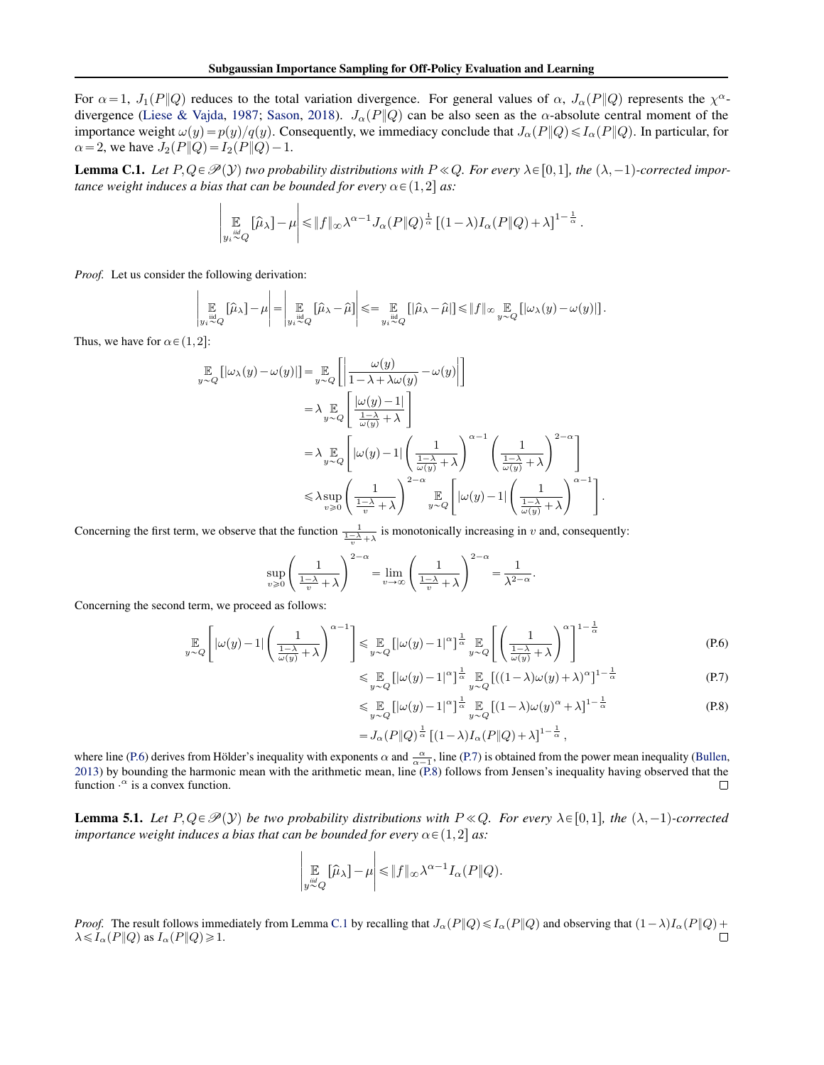For $\alpha = 1$, $J_1(P\|Q)$ reduces to the total variation divergence. For general values of $\alpha$, $J_\alpha(P\|Q)$ represents the $\chi^\alpha$-divergence (Liese & Vajda, 1987; Sason, 2018). $J_\alpha(P\|Q)$ can be also seen as the $\alpha$-absolute central moment of the importance weight $\omega(y) = p(y)/q(y)$. Consequently, we immediacy conclude that $J_\alpha(P\|Q) \leqslant I_\alpha(P\|Q)$. In particular, for $\alpha = 2$, we have $J_2(P\|Q) = I_2(P\|Q) - 1$.

**Lemma C.1.** *Let $P, Q \in \mathscr{P}(\mathcal{Y})$ two probability distributions with $P \ll Q$. For every $\lambda \in [0,1]$, the $(\lambda, -1)$-corrected importance weight induces a bias that can be bounded for every $\alpha \in (1,2]$ as:*

$$\left| \mathop{\mathbb{E}}_{y_i \overset{\text{iid}}{\sim} Q} [\widehat{\mu}_\lambda] - \mu \right| \leqslant \|f\|_\infty \lambda^{\alpha-1} J_\alpha(P\|Q)^{\frac{1}{\alpha}} \left[(1-\lambda) I_\alpha(P\|Q) + \lambda\right]^{1-\frac{1}{\alpha}}.$$

*Proof.* Let us consider the following derivation:

$$\left| \mathop{\mathbb{E}}_{y_i \overset{\text{iid}}{\sim} Q} [\widehat{\mu}_\lambda] - \mu \right| = \left| \mathop{\mathbb{E}}_{y_i \overset{\text{iid}}{\sim} Q} [\widehat{\mu}_\lambda - \widehat{\mu}] \right| \leqslant = \mathop{\mathbb{E}}_{y_i \overset{\text{iid}}{\sim} Q} [|\widehat{\mu}_\lambda - \widehat{\mu}|] \leqslant \|f\|_\infty \mathop{\mathbb{E}}_{y \sim Q} [|\omega_\lambda(y) - \omega(y)|].$$

Thus, we have for $\alpha \in (1,2]$:

$$\begin{aligned}
\mathop{\mathbb{E}}_{y \sim Q} [|\omega_\lambda(y) - \omega(y)|] &= \mathop{\mathbb{E}}_{y \sim Q} \left[ \left| \frac{\omega(y)}{1 - \lambda + \lambda\omega(y)} - \omega(y) \right| \right] \\
&= \lambda \mathop{\mathbb{E}}_{y \sim Q} \left[ \frac{|\omega(y) - 1|}{\frac{1-\lambda}{\omega(y)} + \lambda} \right] \\
&= \lambda \mathop{\mathbb{E}}_{y \sim Q} \left[ |\omega(y) - 1| \left( \frac{1}{\frac{1-\lambda}{\omega(y)} + \lambda} \right)^{\alpha-1} \left( \frac{1}{\frac{1-\lambda}{\omega(y)} + \lambda} \right)^{2-\alpha} \right] \\
&\leqslant \lambda \sup_{v \geqslant 0} \left( \frac{1}{\frac{1-\lambda}{v} + \lambda} \right)^{2-\alpha} \mathop{\mathbb{E}}_{y \sim Q} \left[ |\omega(y) - 1| \left( \frac{1}{\frac{1-\lambda}{\omega(y)} + \lambda} \right)^{\alpha-1} \right].
\end{aligned}$$

Concerning the first term, we observe that the function $\frac{1}{\frac{1-\lambda}{v} + \lambda}$ is monotonically increasing in $v$ and, consequently:

$$\sup_{v \geqslant 0} \left( \frac{1}{\frac{1-\lambda}{v} + \lambda} \right)^{2-\alpha} = \lim_{v \to \infty} \left( \frac{1}{\frac{1-\lambda}{v} + \lambda} \right)^{2-\alpha} = \frac{1}{\lambda^{2-\alpha}}.$$

Concerning the second term, we proceed as follows:

$$\begin{aligned}
\mathop{\mathbb{E}}_{y \sim Q} \left[ |\omega(y) - 1| \left( \frac{1}{\frac{1-\lambda}{\omega(y)} + \lambda} \right)^{\alpha-1} \right] &\leqslant \mathop{\mathbb{E}}_{y \sim Q} [|\omega(y) - 1|^\alpha]^{\frac{1}{\alpha}} \mathop{\mathbb{E}}_{y \sim Q} \left[ \left( \frac{1}{\frac{1-\lambda}{\omega(y)} + \lambda} \right)^\alpha \right]^{1-\frac{1}{\alpha}} && \text{(P.6)} \\
&\leqslant \mathop{\mathbb{E}}_{y \sim Q} [|\omega(y) - 1|^\alpha]^{\frac{1}{\alpha}} \mathop{\mathbb{E}}_{y \sim Q} [((1-\lambda)\omega(y) + \lambda)^\alpha]^{1-\frac{1}{\alpha}} && \text{(P.7)} \\
&\leqslant \mathop{\mathbb{E}}_{y \sim Q} [|\omega(y) - 1|^\alpha]^{\frac{1}{\alpha}} \mathop{\mathbb{E}}_{y \sim Q} [(1-\lambda)\omega(y)^\alpha + \lambda]^{1-\frac{1}{\alpha}} && \text{(P.8)} \\
&= J_\alpha(P\|Q)^{\frac{1}{\alpha}} \left[(1-\lambda) I_\alpha(P\|Q) + \lambda\right]^{1-\frac{1}{\alpha}},
\end{aligned}$$

where line (P.6) derives from Hölder's inequality with exponents $\alpha$ and $\frac{\alpha}{\alpha-1}$, line (P.7) is obtained from the power mean inequality (Bullen, 2013) by bounding the harmonic mean with the arithmetic mean, line (P.8) follows from Jensen's inequality having observed that the function $\cdot^\alpha$ is a convex function. $\square$

**Lemma 5.1.** *Let $P, Q \in \mathscr{P}(\mathcal{Y})$ be two probability distributions with $P \ll Q$. For every $\lambda \in [0,1]$, the $(\lambda, -1)$-corrected importance weight induces a bias that can be bounded for every $\alpha \in (1,2]$ as:*

$$\left| \mathop{\mathbb{E}}_{y \overset{\text{iid}}{\sim} Q} [\widehat{\mu}_\lambda] - \mu \right| \leqslant \|f\|_\infty \lambda^{\alpha-1} I_\alpha(P\|Q).$$

*Proof.* The result follows immediately from Lemma C.1 by recalling that $J_\alpha(P\|Q) \leqslant I_\alpha(P\|Q)$ and observing that $(1-\lambda) I_\alpha(P\|Q) + \lambda \leqslant I_\alpha(P\|Q)$ as $I_\alpha(P\|Q) \geqslant 1$. $\square$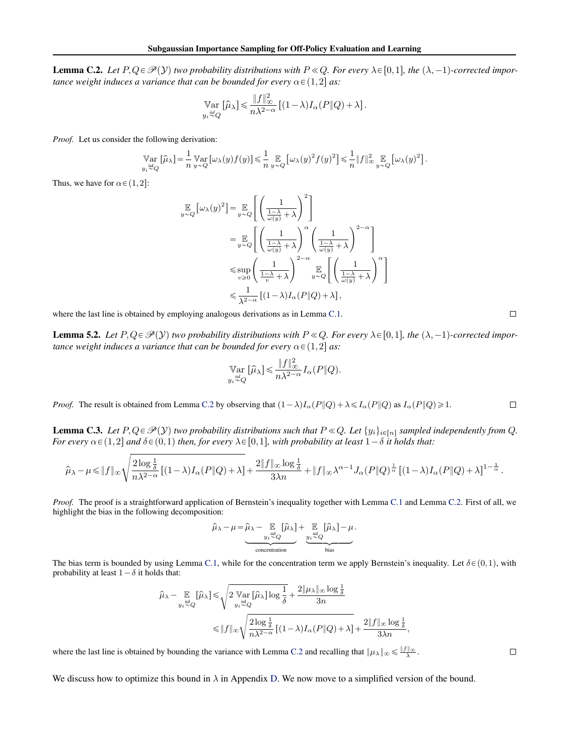**Lemma C.2.** *Let $P, Q \in \mathscr{P}(\mathcal{Y})$ two probability distributions with $P \ll Q$. For every $\lambda \in [0,1]$, the $(\lambda,-1)$-corrected importance weight induces a variance that can be bounded for every $\alpha \in (1,2]$ as:*

$$\underset{y_i \overset{iid}{\sim} Q}{\mathbb{V}\mathrm{ar}}\left[\widehat{\mu}_\lambda\right] \leqslant \frac{\|f\|_\infty^2}{n\lambda^{2-\alpha}}\left[(1-\lambda)I_\alpha(P\|Q)+\lambda\right].$$

*Proof.* Let us consider the following derivation:

$$\underset{y_i \overset{\text{iid}}{\sim} Q}{\mathbb{V}\mathrm{ar}}\left[\widehat{\mu}_\lambda\right] = \frac{1}{n}\underset{y\sim Q}{\mathbb{V}\mathrm{ar}}\left[\omega_\lambda(y)f(y)\right] \leqslant \frac{1}{n}\underset{y\sim Q}{\mathbb{E}}\left[\omega_\lambda(y)^2 f(y)^2\right] \leqslant \frac{1}{n}\|f\|_\infty^2 \underset{y\sim Q}{\mathbb{E}}\left[\omega_\lambda(y)^2\right].$$

Thus, we have for $\alpha \in (1,2]$:

$$\begin{aligned}
\underset{y\sim Q}{\mathbb{E}}\left[\omega_\lambda(y)^2\right] &= \underset{y\sim Q}{\mathbb{E}}\left[\left(\frac{1}{\frac{1-\lambda}{\omega(y)}+\lambda}\right)^2\right] \\
&= \underset{y\sim Q}{\mathbb{E}}\left[\left(\frac{1}{\frac{1-\lambda}{\omega(y)}+\lambda}\right)^\alpha \left(\frac{1}{\frac{1-\lambda}{\omega(y)}+\lambda}\right)^{2-\alpha}\right] \\
&\leqslant \sup_{v\geqslant 0}\left(\frac{1}{\frac{1-\lambda}{v}+\lambda}\right)^{2-\alpha} \underset{y\sim Q}{\mathbb{E}}\left[\left(\frac{1}{\frac{1-\lambda}{\omega(y)}+\lambda}\right)^\alpha\right] \\
&\leqslant \frac{1}{\lambda^{2-\alpha}}\left[(1-\lambda)I_\alpha(P\|Q)+\lambda\right],
\end{aligned}$$

where the last line is obtained by employing analogous derivations as in Lemma C.1. $\square$

**Lemma 5.2.** *Let $P, Q \in \mathscr{P}(\mathcal{Y})$ two probability distributions with $P \ll Q$. For every $\lambda \in [0,1]$, the $(\lambda,-1)$-corrected importance weight induces a variance that can be bounded for every $\alpha \in (1,2]$ as:*

$$\underset{y_i \overset{iid}{\sim} Q}{\mathbb{V}\mathrm{ar}}\left[\widehat{\mu}_\lambda\right] \leqslant \frac{\|f\|_\infty^2}{n\lambda^{2-\alpha}} I_\alpha(P\|Q).$$

*Proof.* The result is obtained from Lemma C.2 by observing that $(1-\lambda)I_\alpha(P\|Q)+\lambda \leqslant I_\alpha(P\|Q)$ as $I_\alpha(P\|Q) \geqslant 1$. $\square$

**Lemma C.3.** *Let $P, Q \in \mathscr{P}(\mathcal{Y})$ two probability distributions such that $P \ll Q$. Let $\{y_i\}_{i\in[n]}$ sampled independently from $Q$. For every $\alpha \in (1,2]$ and $\delta \in (0,1)$ then, for every $\lambda \in [0,1]$, with probability at least $1-\delta$ it holds that:*

$$\widehat{\mu}_\lambda - \mu \leqslant \|f\|_\infty \sqrt{\frac{2\log\frac{1}{\delta}}{n\lambda^{2-\alpha}}\left[(1-\lambda)I_\alpha(P\|Q)+\lambda\right]} + \frac{2\|f\|_\infty \log\frac{1}{\delta}}{3\lambda n} + \|f\|_\infty \lambda^{\alpha-1} J_\alpha(P\|Q)^{\frac{1}{\alpha}}\left[(1-\lambda)I_\alpha(P\|Q)+\lambda\right]^{1-\frac{1}{\alpha}}.$$

*Proof.* The proof is a straightforward application of Bernstein's inequality together with Lemma C.1 and Lemma C.2. First of all, we highlight the bias in the following decomposition:

$$\widehat{\mu}_\lambda - \mu = \underbrace{\widehat{\mu}_\lambda - \underset{y_i \overset{\text{iid}}{\sim} Q}{\mathbb{E}}\left[\widehat{\mu}_\lambda\right]}_{\text{concentration}} + \underbrace{\underset{y_i \overset{\text{iid}}{\sim} Q}{\mathbb{E}}\left[\widehat{\mu}_\lambda\right] - \mu}_{\text{bias}}.$$

The bias term is bounded by using Lemma C.1, while for the concentration term we apply Bernstein's inequality. Let $\delta \in (0,1)$, with probability at least $1-\delta$ it holds that:

$$\begin{aligned}
\widehat{\mu}_\lambda - \underset{y_i \overset{\text{iid}}{\sim} Q}{\mathbb{E}}\left[\widehat{\mu}_\lambda\right] &\leqslant \sqrt{2 \underset{y_i \overset{\text{iid}}{\sim} Q}{\mathbb{V}\mathrm{ar}}\left[\widehat{\mu}_\lambda\right] \log\frac{1}{\delta}} + \frac{2\|\mu_\lambda\|_\infty \log\frac{1}{\delta}}{3n} \\
&\leqslant \|f\|_\infty \sqrt{\frac{2\log\frac{1}{\delta}}{n\lambda^{2-\alpha}}\left[(1-\lambda)I_\alpha(P\|Q)+\lambda\right]} + \frac{2\|f\|_\infty \log\frac{1}{\delta}}{3\lambda n},
\end{aligned}$$

where the last line is obtained by bounding the variance with Lemma C.2 and recalling that $\|\mu_\lambda\|_\infty \leqslant \frac{\|f\|_\infty}{\lambda}$. $\square$

We discuss how to optimize this bound in $\lambda$ in Appendix D. We now move to a simplified version of the bound.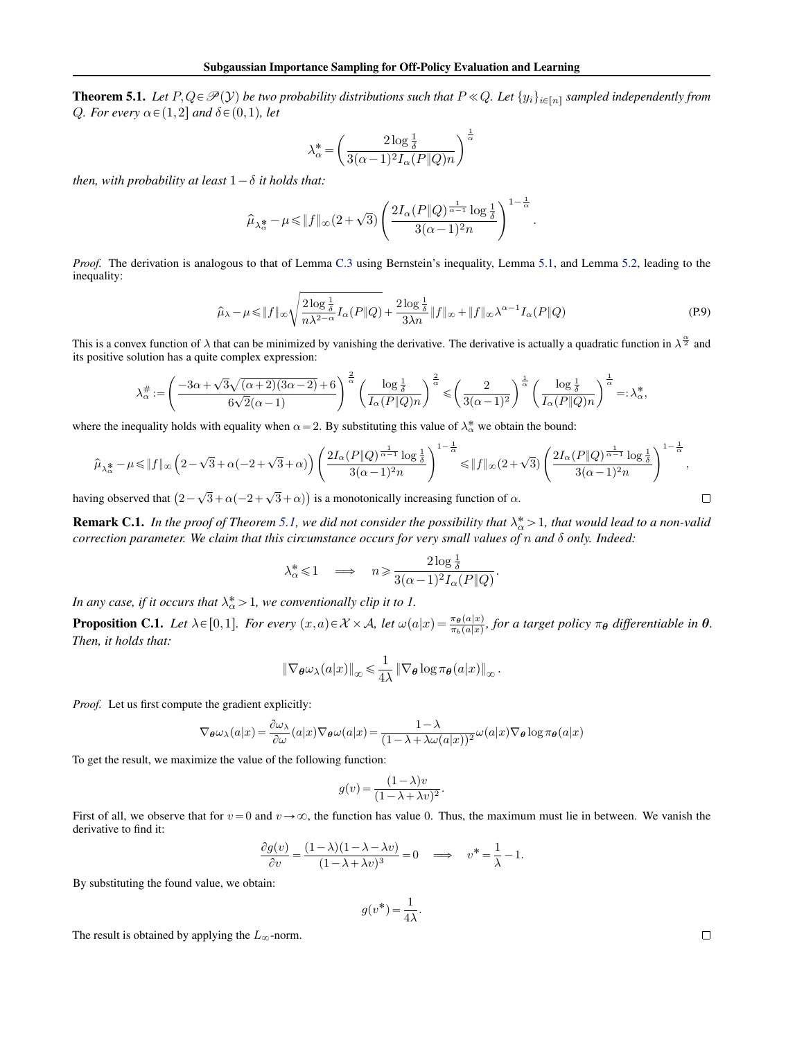**Theorem 5.1.** *Let $P,Q\in\mathscr{P}(\mathcal{Y})$ be two probability distributions such that $P\ll Q$. Let $\{y_i\}_{i\in[n]}$ sampled independently from $Q$. For every $\alpha\in(1,2]$ and $\delta\in(0,1)$, let*

$$\lambda_\alpha^* = \left(\frac{2\log\frac{1}{\delta}}{3(\alpha-1)^2 I_\alpha(P\|Q)n}\right)^{\frac{1}{\alpha}}$$

*then, with probability at least $1-\delta$ it holds that:*

$$\widehat{\mu}_{\lambda_\alpha^*} - \mu \leqslant \|f\|_\infty (2+\sqrt{3})\left(\frac{2 I_\alpha(P\|Q)^{\frac{1}{\alpha-1}}\log\frac{1}{\delta}}{3(\alpha-1)^2 n}\right)^{1-\frac{1}{\alpha}}.$$

*Proof.* The derivation is analogous to that of Lemma C.3 using Bernstein's inequality, Lemma 5.1, and Lemma 5.2, leading to the inequality:

$$\widehat{\mu}_\lambda - \mu \leqslant \|f\|_\infty \sqrt{\frac{2\log\frac{1}{\delta}}{n\lambda^{2-\alpha}} I_\alpha(P\|Q)} + \frac{2\log\frac{1}{\delta}}{3\lambda n}\|f\|_\infty + \|f\|_\infty \lambda^{\alpha-1} I_\alpha(P\|Q) \tag{P.9}$$

This is a convex function of $\lambda$ that can be minimized by vanishing the derivative. The derivative is actually a quadratic function in $\lambda^{\frac{\alpha}{2}}$ and its positive solution has a quite complex expression:

$$\lambda_\alpha^\# := \left(\frac{-3\alpha+\sqrt{3}\sqrt{(\alpha+2)(3\alpha-2)}+6}{6\sqrt{2}(\alpha-1)}\right)^{\frac{2}{\alpha}}\left(\frac{\log\frac{1}{\delta}}{I_\alpha(P\|Q)n}\right)^{\frac{2}{\alpha}} \leqslant \left(\frac{2}{3(\alpha-1)^2}\right)^{\frac{1}{\alpha}}\left(\frac{\log\frac{1}{\delta}}{I_\alpha(P\|Q)n}\right)^{\frac{1}{\alpha}} =: \lambda_\alpha^*,$$

where the inequality holds with equality when $\alpha=2$. By substituting this value of $\lambda_\alpha^*$ we obtain the bound:

$$\widehat{\mu}_{\lambda_\alpha^*} - \mu \leqslant \|f\|_\infty\left(2-\sqrt{3}+\alpha(-2+\sqrt{3}+\alpha)\right)\left(\frac{2 I_\alpha(P\|Q)^{\frac{1}{\alpha-1}}\log\frac{1}{\delta}}{3(\alpha-1)^2 n}\right)^{1-\frac{1}{\alpha}} \leqslant \|f\|_\infty(2+\sqrt{3})\left(\frac{2 I_\alpha(P\|Q)^{\frac{1}{\alpha-1}}\log\frac{1}{\delta}}{3(\alpha-1)^2 n}\right)^{1-\frac{1}{\alpha}},$$

having observed that $\left(2-\sqrt{3}+\alpha(-2+\sqrt{3}+\alpha)\right)$ is a monotonically increasing function of $\alpha$. □

**Remark C.1.** *In the proof of Theorem 5.1, we did not consider the possibility that $\lambda_\alpha^*>1$, that would lead to a non-valid correction parameter. We claim that this circumstance occurs for very small values of $n$ and $\delta$ only. Indeed:*

$$\lambda_\alpha^* \leqslant 1 \quad\Longrightarrow\quad n \geqslant \frac{2\log\frac{1}{\delta}}{3(\alpha-1)^2 I_\alpha(P\|Q)}.$$

*In any case, if it occurs that $\lambda_\alpha^*>1$, we conventionally clip it to 1.*

**Proposition C.1.** *Let $\lambda\in[0,1]$. For every $(x,a)\in\mathcal{X}\times\mathcal{A}$, let $\omega(a|x)=\frac{\pi_{\boldsymbol{\theta}}(a|x)}{\pi_b(a|x)}$, for a target policy $\pi_{\boldsymbol{\theta}}$ differentiable in $\boldsymbol{\theta}$. Then, it holds that:*

$$\|\nabla_{\boldsymbol{\theta}}\omega_\lambda(a|x)\|_\infty \leqslant \frac{1}{4\lambda}\|\nabla_{\boldsymbol{\theta}}\log\pi_{\boldsymbol{\theta}}(a|x)\|_\infty.$$

*Proof.* Let us first compute the gradient explicitly:

$$\nabla_{\boldsymbol{\theta}}\omega_\lambda(a|x) = \frac{\partial\omega_\lambda}{\partial\omega}(a|x)\nabla_{\boldsymbol{\theta}}\omega(a|x) = \frac{1-\lambda}{(1-\lambda+\lambda\omega(a|x))^2}\omega(a|x)\nabla_{\boldsymbol{\theta}}\log\pi_{\boldsymbol{\theta}}(a|x)$$

To get the result, we maximize the value of the following function:

$$g(v) = \frac{(1-\lambda)v}{(1-\lambda+\lambda v)^2}.$$

First of all, we observe that for $v=0$ and $v\to\infty$, the function has value 0. Thus, the maximum must lie in between. We vanish the derivative to find it:

$$\frac{\partial g(v)}{\partial v} = \frac{(1-\lambda)(1-\lambda-\lambda v)}{(1-\lambda+\lambda v)^3} = 0 \quad\Longrightarrow\quad v^* = \frac{1}{\lambda}-1.$$

By substituting the found value, we obtain:

$$g(v^*) = \frac{1}{4\lambda}.$$

The result is obtained by applying the $L_\infty$-norm. □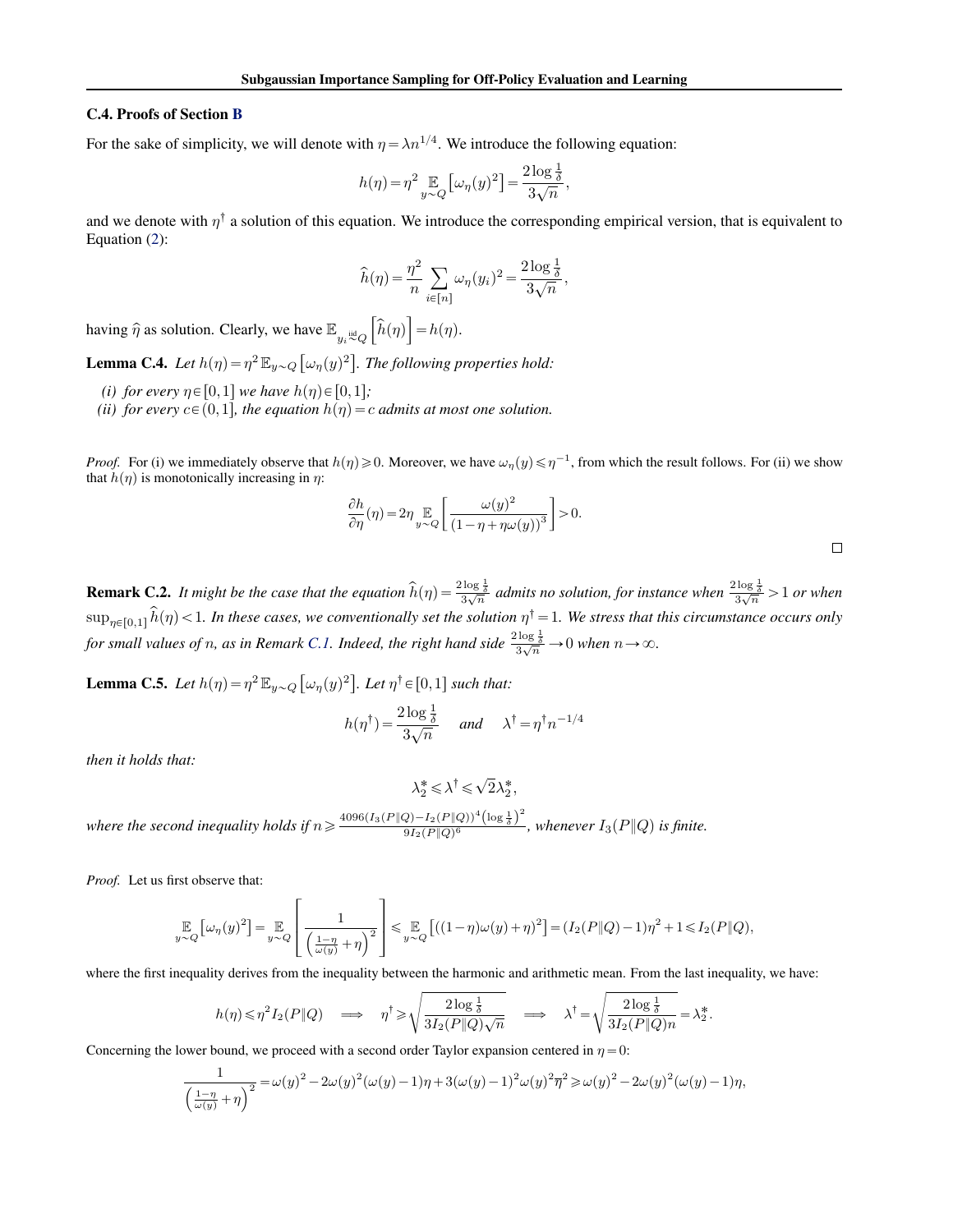### C.4. Proofs of Section B

For the sake of simplicity, we will denote with $\eta = \lambda n^{1/4}$. We introduce the following equation:

$$h(\eta) = \eta^2 \mathop{\mathbb{E}}_{y \sim Q}\left[\omega_\eta(y)^2\right] = \frac{2 \log \frac{1}{\delta}}{3\sqrt{n}},$$

and we denote with $\eta^\dagger$ a solution of this equation. We introduce the corresponding empirical version, that is equivalent to Equation (2):

$$\widehat{h}(\eta) = \frac{\eta^2}{n} \sum_{i \in [n]} \omega_\eta(y_i)^2 = \frac{2 \log \frac{1}{\delta}}{3\sqrt{n}},$$

having $\widehat{\eta}$ as solution. Clearly, we have $\mathbb{E}_{y_i \overset{\text{iid}}{\sim} Q}\left[\widehat{h}(\eta)\right] = h(\eta)$.

**Lemma C.4.** *Let $h(\eta) = \eta^2 \mathbb{E}_{y \sim Q}\left[\omega_\eta(y)^2\right]$. The following properties hold:*

*(i) for every $\eta \in [0,1]$ we have $h(\eta) \in [0,1]$;*
*(ii) for every $c \in (0,1]$, the equation $h(\eta) = c$ admits at most one solution.*

*Proof.* For (i) we immediately observe that $h(\eta) \geqslant 0$. Moreover, we have $\omega_\eta(y) \leqslant \eta^{-1}$, from which the result follows. For (ii) we show that $h(\eta)$ is monotonically increasing in $\eta$:

$$\frac{\partial h}{\partial \eta}(\eta) = 2\eta \mathop{\mathbb{E}}_{y \sim Q}\left[\frac{\omega(y)^2}{\left(1 - \eta + \eta\omega(y)\right)^3}\right] > 0.$$

□

**Remark C.2.** *It might be the case that the equation $\widehat{h}(\eta) = \frac{2 \log \frac{1}{\delta}}{3\sqrt{n}}$ admits no solution, for instance when $\frac{2 \log \frac{1}{\delta}}{3\sqrt{n}} > 1$ or when $\sup_{\eta \in [0,1]} \widehat{h}(\eta) < 1$. In these cases, we conventionally set the solution $\eta^\dagger = 1$. We stress that this circumstance occurs only for small values of $n$, as in Remark C.1. Indeed, the right hand side $\frac{2 \log \frac{1}{\delta}}{3\sqrt{n}} \to 0$ when $n \to \infty$.*

**Lemma C.5.** *Let $h(\eta) = \eta^2 \mathbb{E}_{y \sim Q}\left[\omega_\eta(y)^2\right]$. Let $\eta^\dagger \in [0,1]$ such that:*

$$h(\eta^\dagger) = \frac{2 \log \frac{1}{\delta}}{3\sqrt{n}} \quad \text{and} \quad \lambda^\dagger = \eta^\dagger n^{-1/4}$$

*then it holds that:*

$$\lambda_2^* \leqslant \lambda^\dagger \leqslant \sqrt{2}\lambda_2^*,$$

*where the second inequality holds if $n \geqslant \frac{4096 (I_3(P\|Q) - I_2(P\|Q))^4 \left(\log \frac{1}{\delta}\right)^2}{9 I_2(P\|Q)^6}$, whenever $I_3(P\|Q)$ is finite.*

*Proof.* Let us first observe that:

$$\mathop{\mathbb{E}}_{y \sim Q}\left[\omega_\eta(y)^2\right] = \mathop{\mathbb{E}}_{y \sim Q}\left[\frac{1}{\left(\frac{1-\eta}{\omega(y)} + \eta\right)^2}\right] \leqslant \mathop{\mathbb{E}}_{y \sim Q}\left[\left((1-\eta)\omega(y) + \eta\right)^2\right] = (I_2(P\|Q) - 1)\eta^2 + 1 \leqslant I_2(P\|Q),$$

where the first inequality derives from the inequality between the harmonic and arithmetic mean. From the last inequality, we have:

$$h(\eta) \leqslant \eta^2 I_2(P\|Q) \implies \eta^\dagger \geqslant \sqrt{\frac{2 \log \frac{1}{\delta}}{3 I_2(P\|Q)\sqrt{n}}} \implies \lambda^\dagger = \sqrt{\frac{2 \log \frac{1}{\delta}}{3 I_2(P\|Q) n}} = \lambda_2^*.$$

Concerning the lower bound, we proceed with a second order Taylor expansion centered in $\eta = 0$:

$$\frac{1}{\left(\frac{1-\eta}{\omega(y)} + \eta\right)^2} = \omega(y)^2 - 2\omega(y)^2(\omega(y) - 1)\eta + 3(\omega(y) - 1)^2 \omega(y)^2 \overline{\eta}^2 \geqslant \omega(y)^2 - 2\omega(y)^2(\omega(y) - 1)\eta,$$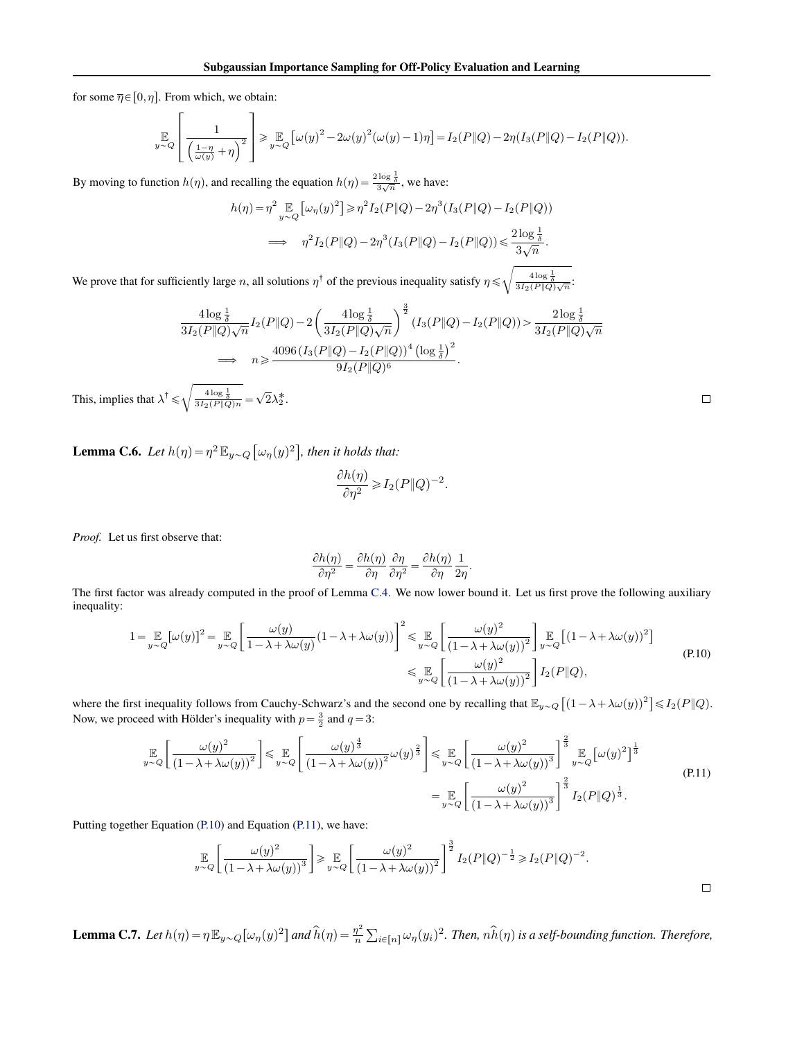for some $\overline{\eta} \in [0, \eta]$. From which, we obtain:

$$\mathop{\mathbb{E}}_{y \sim Q}\left[\frac{1}{\left(\frac{1-\eta}{\omega(y)} + \eta\right)^2}\right] \geqslant \mathop{\mathbb{E}}_{y \sim Q}\left[\omega(y)^2 - 2\omega(y)^2(\omega(y)-1)\eta\right] = I_2(P\|Q) - 2\eta(I_3(P\|Q) - I_2(P\|Q)).$$

By moving to function $h(\eta)$, and recalling the equation $h(\eta) = \frac{2\log\frac{1}{\delta}}{3\sqrt{n}}$, we have:

$$h(\eta) = \eta^2 \mathop{\mathbb{E}}_{y \sim Q}\left[\omega_\eta(y)^2\right] \geqslant \eta^2 I_2(P\|Q) - 2\eta^3(I_3(P\|Q) - I_2(P\|Q))$$

$$\implies \quad \eta^2 I_2(P\|Q) - 2\eta^3(I_3(P\|Q) - I_2(P\|Q)) \leqslant \frac{2\log\frac{1}{\delta}}{3\sqrt{n}}.$$

We prove that for sufficiently large $n$, all solutions $\eta^\dagger$ of the previous inequality satisfy $\eta \leqslant \sqrt{\frac{4\log\frac{1}{\delta}}{3I_2(P\|Q)\sqrt{n}}}$:

$$\frac{4\log\frac{1}{\delta}}{3I_2(P\|Q)\sqrt{n}} I_2(P\|Q) - 2\left(\frac{4\log\frac{1}{\delta}}{3I_2(P\|Q)\sqrt{n}}\right)^{\frac{3}{2}} (I_3(P\|Q) - I_2(P\|Q)) > \frac{2\log\frac{1}{\delta}}{3I_2(P\|Q)\sqrt{n}}$$

$$\implies \quad n \geqslant \frac{4096\,(I_3(P\|Q) - I_2(P\|Q))^4\left(\log\frac{1}{\delta}\right)^2}{9I_2(P\|Q)^6}.$$

This, implies that $\lambda^\dagger \leqslant \sqrt{\frac{4\log\frac{1}{\delta}}{3I_2(P\|Q)n}} = \sqrt{2}\lambda_2^*$. □

**Lemma C.6.** *Let $h(\eta) = \eta^2\,\mathbb{E}_{y\sim Q}\left[\omega_\eta(y)^2\right]$, then it holds that:*

$$\frac{\partial h(\eta)}{\partial \eta^2} \geqslant I_2(P\|Q)^{-2}.$$

*Proof.* Let us first observe that:

$$\frac{\partial h(\eta)}{\partial \eta^2} = \frac{\partial h(\eta)}{\partial \eta}\frac{\partial \eta}{\partial \eta^2} = \frac{\partial h(\eta)}{\partial \eta}\frac{1}{2\eta}.$$

The first factor was already computed in the proof of Lemma C.4. We now lower bound it. Let us first prove the following auxiliary inequality:

$$\begin{aligned}
1 = \mathop{\mathbb{E}}_{y \sim Q}[\omega(y)]^2 = \mathop{\mathbb{E}}_{y \sim Q}\left[\frac{\omega(y)}{1-\lambda+\lambda\omega(y)}(1-\lambda+\lambda\omega(y))\right]^2 &\leqslant \mathop{\mathbb{E}}_{y \sim Q}\left[\frac{\omega(y)^2}{(1-\lambda+\lambda\omega(y))^2}\right]\mathop{\mathbb{E}}_{y \sim Q}\left[(1-\lambda+\lambda\omega(y))^2\right] \\
&\leqslant \mathop{\mathbb{E}}_{y \sim Q}\left[\frac{\omega(y)^2}{(1-\lambda+\lambda\omega(y))^2}\right] I_2(P\|Q),
\end{aligned} \tag{P.10}$$

where the first inequality follows from Cauchy-Schwarz's and the second one by recalling that $\mathbb{E}_{y\sim Q}\left[(1-\lambda+\lambda\omega(y))^2\right] \leqslant I_2(P\|Q)$. Now, we proceed with Hölder's inequality with $p = \frac{3}{2}$ and $q = 3$:

$$\begin{aligned}
\mathop{\mathbb{E}}_{y \sim Q}\left[\frac{\omega(y)^2}{(1-\lambda+\lambda\omega(y))^2}\right] \leqslant \mathop{\mathbb{E}}_{y \sim Q}\left[\frac{\omega(y)^{\frac{4}{3}}}{(1-\lambda+\lambda\omega(y))^2}\omega(y)^{\frac{2}{3}}\right] &\leqslant \mathop{\mathbb{E}}_{y \sim Q}\left[\frac{\omega(y)^2}{(1-\lambda+\lambda\omega(y))^3}\right]^{\frac{2}{3}}\mathop{\mathbb{E}}_{y \sim Q}\left[\omega(y)^2\right]^{\frac{1}{3}} \\
&= \mathop{\mathbb{E}}_{y \sim Q}\left[\frac{\omega(y)^2}{(1-\lambda+\lambda\omega(y))^3}\right]^{\frac{2}{3}} I_2(P\|Q)^{\frac{1}{3}}.
\end{aligned} \tag{P.11}$$

Putting together Equation (P.10) and Equation (P.11), we have:

$$\mathop{\mathbb{E}}_{y \sim Q}\left[\frac{\omega(y)^2}{(1-\lambda+\lambda\omega(y))^3}\right] \geqslant \mathop{\mathbb{E}}_{y \sim Q}\left[\frac{\omega(y)^2}{(1-\lambda+\lambda\omega(y))^2}\right]^{\frac{3}{2}} I_2(P\|Q)^{-\frac{1}{2}} \geqslant I_2(P\|Q)^{-2}.$$

□

**Lemma C.7.** *Let $h(\eta) = \eta\,\mathbb{E}_{y\sim Q}[\omega_\eta(y)^2]$ and $\widehat{h}(\eta) = \frac{\eta^2}{n}\sum_{i\in[n]}\omega_\eta(y_i)^2$. Then, $n\widehat{h}(\eta)$ is a self-bounding function. Therefore,*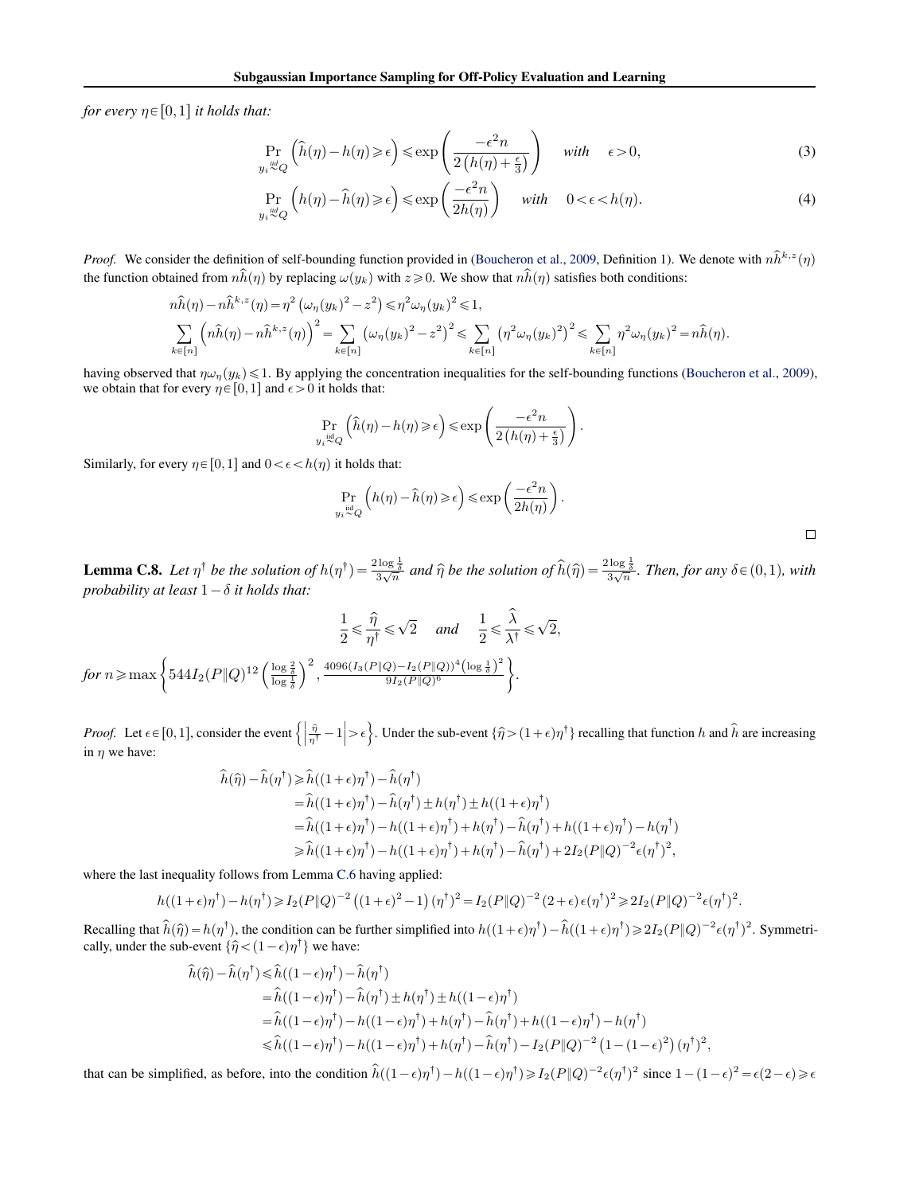*for every* $\eta \in [0,1]$ *it holds that:*

$$\Pr_{y_i \overset{iid}{\sim} Q}\left(\widehat{h}(\eta) - h(\eta) \geqslant \epsilon\right) \leqslant \exp\left(\frac{-\epsilon^2 n}{2\left(h(\eta)+\frac{\epsilon}{3}\right)}\right) \quad \textit{with} \quad \epsilon > 0, \tag{3}$$

$$\Pr_{y_i \overset{iid}{\sim} Q}\left(h(\eta) - \widehat{h}(\eta) \geqslant \epsilon\right) \leqslant \exp\left(\frac{-\epsilon^2 n}{2h(\eta)}\right) \quad \textit{with} \quad 0 < \epsilon < h(\eta). \tag{4}$$

*Proof.* We consider the definition of self-bounding function provided in (Boucheron et al., 2009, Definition 1). We denote with $n\widehat{h}^{k,z}(\eta)$ the function obtained from $n\widehat{h}(\eta)$ by replacing $\omega(y_k)$ with $z \geqslant 0$. We show that $n\widehat{h}(\eta)$ satisfies both conditions:

$$n\widehat{h}(\eta) - n\widehat{h}^{k,z}(\eta) = \eta^2\left(\omega_\eta(y_k)^2 - z^2\right) \leqslant \eta^2 \omega_\eta(y_k)^2 \leqslant 1,$$

$$\sum_{k\in[n]}\left(n\widehat{h}(\eta) - n\widehat{h}^{k,z}(\eta)\right)^2 = \sum_{k\in[n]}\left(\omega_\eta(y_k)^2 - z^2\right)^2 \leqslant \sum_{k\in[n]}\left(\eta^2\omega_\eta(y_k)^2\right)^2 \leqslant \sum_{k\in[n]}\eta^2\omega_\eta(y_k)^2 = n\widehat{h}(\eta).$$

having observed that $\eta\omega_\eta(y_k) \leqslant 1$. By applying the concentration inequalities for the self-bounding functions (Boucheron et al., 2009), we obtain that for every $\eta \in [0,1]$ and $\epsilon > 0$ it holds that:

$$\Pr_{y_i \overset{\text{iid}}{\sim} Q}\left(\widehat{h}(\eta) - h(\eta) \geqslant \epsilon\right) \leqslant \exp\left(\frac{-\epsilon^2 n}{2\left(h(\eta)+\frac{\epsilon}{3}\right)}\right).$$

Similarly, for every $\eta \in [0,1]$ and $0 < \epsilon < h(\eta)$ it holds that:

$$\Pr_{y_i \overset{\text{iid}}{\sim} Q}\left(h(\eta) - \widehat{h}(\eta) \geqslant \epsilon\right) \leqslant \exp\left(\frac{-\epsilon^2 n}{2h(\eta)}\right).$$

□

**Lemma C.8.** *Let $\eta^\dagger$ be the solution of $h(\eta^\dagger) = \frac{2\log\frac{1}{\delta}}{3\sqrt{n}}$ and $\widehat{\eta}$ be the solution of $\widehat{h}(\widehat{\eta}) = \frac{2\log\frac{1}{\delta}}{3\sqrt{n}}$. Then, for any $\delta \in (0,1)$, with probability at least $1-\delta$ it holds that:*

$$\frac{1}{2} \leqslant \frac{\widehat{\eta}}{\eta^\dagger} \leqslant \sqrt{2} \quad \textit{and} \quad \frac{1}{2} \leqslant \frac{\widehat{\lambda}}{\lambda^\dagger} \leqslant \sqrt{2},$$

*for* $n \geqslant \max\left\{544 I_2(P\|Q)^{12}\left(\frac{\log\frac{2}{\delta}}{\log\frac{1}{\delta}}\right)^2, \frac{4096(I_3(P\|Q)-I_2(P\|Q))^4\left(\log\frac{1}{\delta}\right)^2}{9 I_2(P\|Q)^6}\right\}$.

*Proof.* Let $\epsilon \in [0,1]$, consider the event $\left\{\left|\frac{\widehat{\eta}}{\eta^\dagger} - 1\right| > \epsilon\right\}$. Under the sub-event $\{\widehat{\eta} > (1+\epsilon)\eta^\dagger\}$ recalling that function $h$ and $\widehat{h}$ are increasing in $\eta$ we have:

$$\begin{aligned}
\widehat{h}(\widehat{\eta}) - \widehat{h}(\eta^\dagger) &\geqslant \widehat{h}((1+\epsilon)\eta^\dagger) - \widehat{h}(\eta^\dagger) \\
&= \widehat{h}((1+\epsilon)\eta^\dagger) - \widehat{h}(\eta^\dagger) \pm h(\eta^\dagger) \pm h((1+\epsilon)\eta^\dagger) \\
&= \widehat{h}((1+\epsilon)\eta^\dagger) - h((1+\epsilon)\eta^\dagger) + h(\eta^\dagger) - \widehat{h}(\eta^\dagger) + h((1+\epsilon)\eta^\dagger) - h(\eta^\dagger) \\
&\geqslant \widehat{h}((1+\epsilon)\eta^\dagger) - h((1+\epsilon)\eta^\dagger) + h(\eta^\dagger) - \widehat{h}(\eta^\dagger) + 2I_2(P\|Q)^{-2}\epsilon(\eta^\dagger)^2,
\end{aligned}$$

where the last inequality follows from Lemma C.6 having applied:

$$h((1+\epsilon)\eta^\dagger) - h(\eta^\dagger) \geqslant I_2(P\|Q)^{-2}\left((1+\epsilon)^2 - 1\right)(\eta^\dagger)^2 = I_2(P\|Q)^{-2}(2+\epsilon)\epsilon(\eta^\dagger)^2 \geqslant 2I_2(P\|Q)^{-2}\epsilon(\eta^\dagger)^2.$$

Recalling that $\widehat{h}(\widehat{\eta}) = h(\eta^\dagger)$, the condition can be further simplified into $h((1+\epsilon)\eta^\dagger) - \widehat{h}((1+\epsilon)\eta^\dagger) \geqslant 2I_2(P\|Q)^{-2}\epsilon(\eta^\dagger)^2$. Symmetrically, under the sub-event $\{\widehat{\eta} < (1-\epsilon)\eta^\dagger\}$ we have:

$$\begin{aligned}
\widehat{h}(\widehat{\eta}) - \widehat{h}(\eta^\dagger) &\leqslant \widehat{h}((1-\epsilon)\eta^\dagger) - \widehat{h}(\eta^\dagger) \\
&= \widehat{h}((1-\epsilon)\eta^\dagger) - \widehat{h}(\eta^\dagger) \pm h(\eta^\dagger) \pm h((1-\epsilon)\eta^\dagger) \\
&= \widehat{h}((1-\epsilon)\eta^\dagger) - h((1-\epsilon)\eta^\dagger) + h(\eta^\dagger) - \widehat{h}(\eta^\dagger) + h((1-\epsilon)\eta^\dagger) - h(\eta^\dagger) \\
&\leqslant \widehat{h}((1-\epsilon)\eta^\dagger) - h((1-\epsilon)\eta^\dagger) + h(\eta^\dagger) - \widehat{h}(\eta^\dagger) - I_2(P\|Q)^{-2}\left(1-(1-\epsilon)^2\right)(\eta^\dagger)^2,
\end{aligned}$$

that can be simplified, as before, into the condition $\widehat{h}((1-\epsilon)\eta^\dagger) - h((1-\epsilon)\eta^\dagger) \geqslant I_2(P\|Q)^{-2}\epsilon(\eta^\dagger)^2$ since $1-(1-\epsilon)^2 = \epsilon(2-\epsilon) \geqslant \epsilon$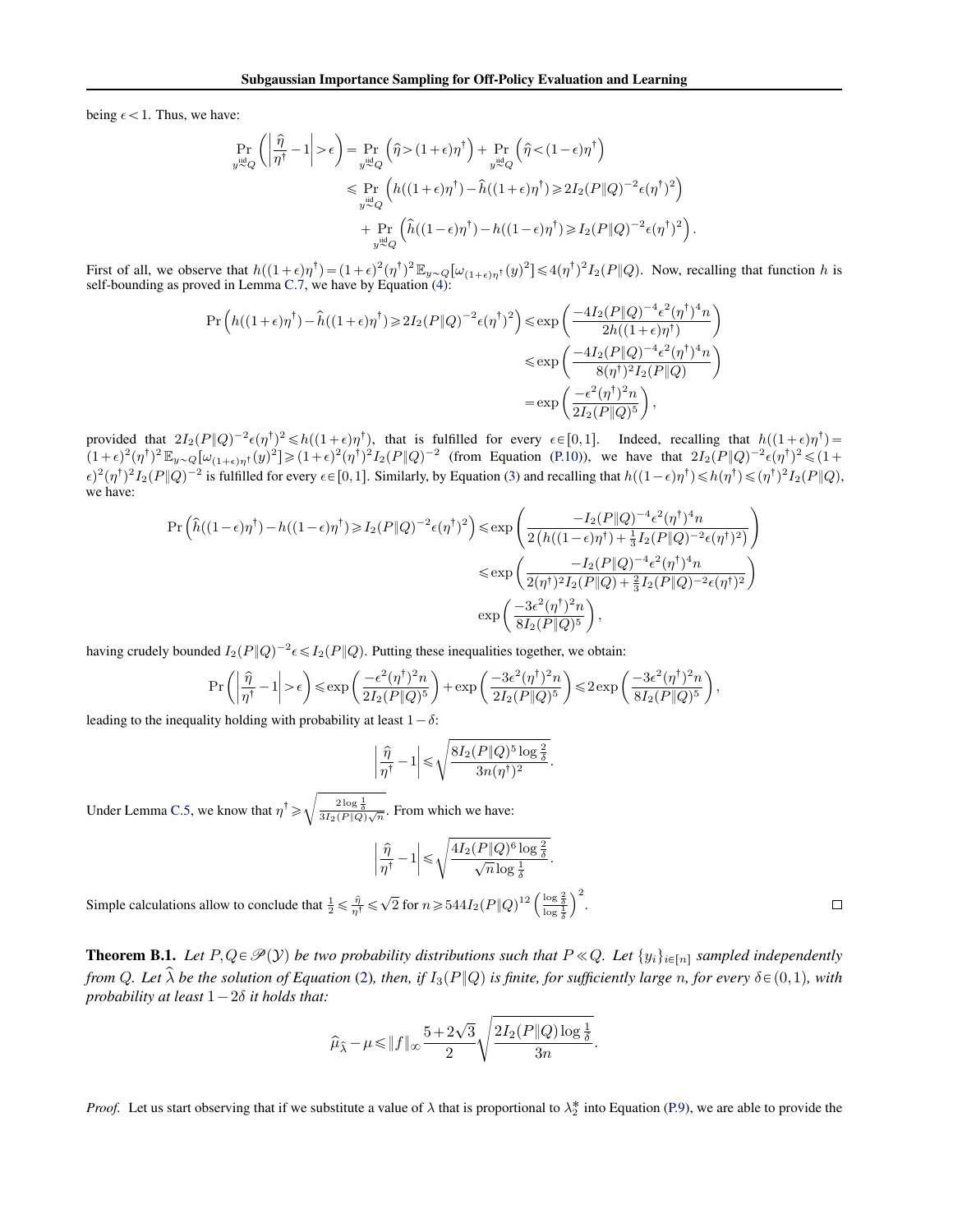being $\epsilon < 1$. Thus, we have:

$$
\begin{aligned}
\Pr_{y \stackrel{\text{iid}}{\sim} Q}\left(\left|\frac{\widehat{\eta}}{\eta^\dagger}-1\right|>\epsilon\right) &= \Pr_{y \stackrel{\text{iid}}{\sim} Q}\left(\widehat{\eta}>(1+\epsilon)\eta^\dagger\right)+\Pr_{y \stackrel{\text{iid}}{\sim} Q}\left(\widehat{\eta}<(1-\epsilon)\eta^\dagger\right) \\
&\leqslant \Pr_{y \stackrel{\text{iid}}{\sim} Q}\left(h((1+\epsilon)\eta^\dagger)-\widehat{h}((1+\epsilon)\eta^\dagger)\geqslant 2I_2(P\|Q)^{-2}\epsilon(\eta^\dagger)^2\right) \\
&\quad + \Pr_{y \stackrel{\text{iid}}{\sim} Q}\left(\widehat{h}((1-\epsilon)\eta^\dagger)-h((1-\epsilon)\eta^\dagger)\geqslant I_2(P\|Q)^{-2}\epsilon(\eta^\dagger)^2\right).
\end{aligned}
$$

First of all, we observe that $h((1+\epsilon)\eta^\dagger)=(1+\epsilon)^2(\eta^\dagger)^2\mathbb{E}_{y\sim Q}[\omega_{(1+\epsilon)\eta^\dagger}(y)^2]\leqslant 4(\eta^\dagger)^2 I_2(P\|Q)$. Now, recalling that function $h$ is self-bounding as proved in Lemma C.7, we have by Equation (4):

$$
\begin{aligned}
\Pr\left(h((1+\epsilon)\eta^\dagger)-\widehat{h}((1+\epsilon)\eta^\dagger)\geqslant 2I_2(P\|Q)^{-2}\epsilon(\eta^\dagger)^2\right) &\leqslant \exp\left(\frac{-4I_2(P\|Q)^{-4}\epsilon^2(\eta^\dagger)^4 n}{2h((1+\epsilon)\eta^\dagger)}\right) \\
&\leqslant \exp\left(\frac{-4I_2(P\|Q)^{-4}\epsilon^2(\eta^\dagger)^4 n}{8(\eta^\dagger)^2 I_2(P\|Q)}\right) \\
&= \exp\left(\frac{-\epsilon^2(\eta^\dagger)^2 n}{2I_2(P\|Q)^5}\right),
\end{aligned}
$$

provided that $2I_2(P\|Q)^{-2}\epsilon(\eta^\dagger)^2 \leqslant h((1+\epsilon)\eta^\dagger)$, that is fulfilled for every $\epsilon\in[0,1]$. Indeed, recalling that $h((1+\epsilon)\eta^\dagger)=(1+\epsilon)^2(\eta^\dagger)^2\mathbb{E}_{y\sim Q}[\omega_{(1+\epsilon)\eta^\dagger}(y)^2]\geqslant(1+\epsilon)^2(\eta^\dagger)^2 I_2(P\|Q)^{-2}$ (from Equation (P.10)), we have that $2I_2(P\|Q)^{-2}\epsilon(\eta^\dagger)^2\leqslant(1+\epsilon)^2(\eta^\dagger)^2 I_2(P\|Q)^{-2}$ is fulfilled for every $\epsilon\in[0,1]$. Similarly, by Equation (3) and recalling that $h((1-\epsilon)\eta^\dagger)\leqslant h(\eta^\dagger)\leqslant(\eta^\dagger)^2 I_2(P\|Q)$, we have:

$$
\begin{aligned}
\Pr\left(\widehat{h}((1-\epsilon)\eta^\dagger)-h((1-\epsilon)\eta^\dagger)\geqslant I_2(P\|Q)^{-2}\epsilon(\eta^\dagger)^2\right) &\leqslant \exp\left(\frac{-I_2(P\|Q)^{-4}\epsilon^2(\eta^\dagger)^4 n}{2\left(h((1-\epsilon)\eta^\dagger)+\frac{1}{3}I_2(P\|Q)^{-2}\epsilon(\eta^\dagger)^2\right)}\right) \\
&\leqslant \exp\left(\frac{-I_2(P\|Q)^{-4}\epsilon^2(\eta^\dagger)^4 n}{2(\eta^\dagger)^2 I_2(P\|Q)+\frac{2}{3}I_2(P\|Q)^{-2}\epsilon(\eta^\dagger)^2}\right) \\
&\exp\left(\frac{-3\epsilon^2(\eta^\dagger)^2 n}{8I_2(P\|Q)^5}\right),
\end{aligned}
$$

having crudely bounded $I_2(P\|Q)^{-2}\epsilon\leqslant I_2(P\|Q)$. Putting these inequalities together, we obtain:

$$
\Pr\left(\left|\frac{\widehat{\eta}}{\eta^\dagger}-1\right|>\epsilon\right)\leqslant\exp\left(\frac{-\epsilon^2(\eta^\dagger)^2 n}{2I_2(P\|Q)^5}\right)+\exp\left(\frac{-3\epsilon^2(\eta^\dagger)^2 n}{2I_2(P\|Q)^5}\right)\leqslant 2\exp\left(\frac{-3\epsilon^2(\eta^\dagger)^2 n}{8I_2(P\|Q)^5}\right),
$$

leading to the inequality holding with probability at least $1-\delta$:

$$
\left|\frac{\widehat{\eta}}{\eta^\dagger}-1\right|\leqslant\sqrt{\frac{8I_2(P\|Q)^5\log\frac{2}{\delta}}{3n(\eta^\dagger)^2}}.
$$

Under Lemma C.5, we know that $\eta^\dagger\geqslant\sqrt{\frac{2\log\frac{1}{\delta}}{3I_2(P\|Q)\sqrt{n}}}$. From which we have:

$$
\left|\frac{\widehat{\eta}}{\eta^\dagger}-1\right|\leqslant\sqrt{\frac{4I_2(P\|Q)^6\log\frac{2}{\delta}}{\sqrt{n}\log\frac{1}{\delta}}}.
$$

Simple calculations allow to conclude that $\frac{1}{2}\leqslant\frac{\widehat{\eta}}{\eta^\dagger}\leqslant\sqrt{2}$ for $n\geqslant 544 I_2(P\|Q)^{12}\left(\frac{\log\frac{2}{\delta}}{\log\frac{1}{\delta}}\right)^2$. □

**Theorem B.1.** *Let $P,Q\in\mathscr{P}(\mathcal{Y})$ be two probability distributions such that $P\ll Q$. Let $\{y_i\}_{i\in[n]}$ sampled independently from $Q$. Let $\widehat{\lambda}$ be the solution of Equation (2), then, if $I_3(P\|Q)$ is finite, for sufficiently large $n$, for every $\delta\in(0,1)$, with probability at least $1-2\delta$ it holds that:*

$$
\widehat{\mu}_{\widehat{\lambda}}-\mu\leqslant\|f\|_\infty\frac{5+2\sqrt{3}}{2}\sqrt{\frac{2I_2(P\|Q)\log\frac{1}{\delta}}{3n}}.
$$

*Proof.* Let us start observing that if we substitute a value of $\lambda$ that is proportional to $\lambda_2^*$ into Equation (P.9), we are able to provide the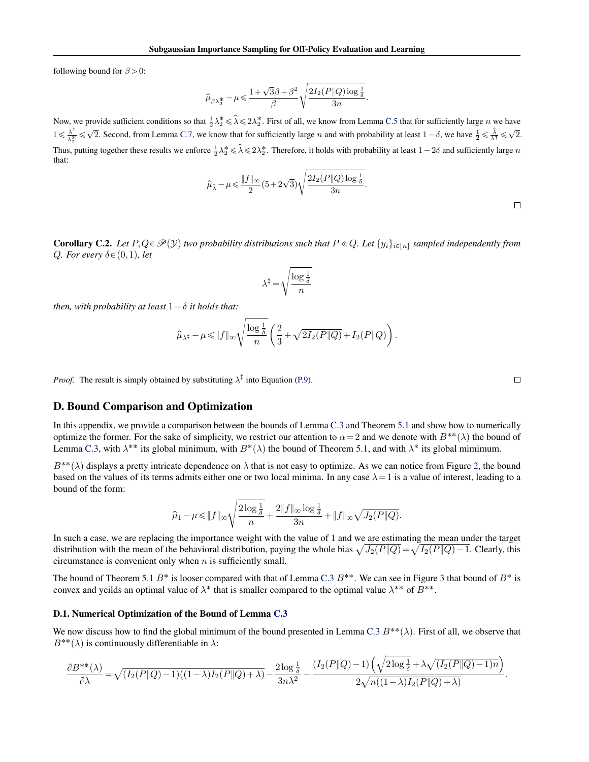following bound for $\beta > 0$:

$$\widehat{\mu}_{\beta\lambda_2^*} - \mu \leqslant \frac{1+\sqrt{3}\beta+\beta^2}{\beta}\sqrt{\frac{2I_2(P\|Q)\log\frac{1}{\delta}}{3n}}.$$

Now, we provide sufficient conditions so that $\frac{1}{2}\lambda_2^* \leqslant \widehat{\lambda} \leqslant 2\lambda_2^*$. First of all, we know from Lemma C.5 that for sufficiently large $n$ we have $1 \leqslant \frac{\lambda^\dagger}{\lambda_2^*} \leqslant \sqrt{2}$. Second, from Lemma C.7, we know that for sufficiently large $n$ and with probability at least $1-\delta$, we have $\frac{1}{2} \leqslant \frac{\widehat{\lambda}}{\lambda^\dagger} \leqslant \sqrt{2}$. Thus, putting together these results we enforce $\frac{1}{2}\lambda_2^* \leqslant \widehat{\lambda} \leqslant 2\lambda_2^*$. Therefore, it holds with probability at least $1-2\delta$ and sufficiently large $n$ that:

$$\widehat{\mu}_{\widehat{\lambda}} - \mu \leqslant \frac{\|f\|_\infty}{2}(5+2\sqrt{3})\sqrt{\frac{2I_2(P\|Q)\log\frac{1}{\delta}}{3n}}.$$

□

**Corollary C.2.** *Let $P,Q \in \mathscr{P}(\mathcal{Y})$ two probability distributions such that $P \ll Q$. Let $\{y_i\}_{i\in[n]}$ sampled independently from $Q$. For every $\delta \in (0,1)$, let*

$$\lambda^\ddagger = \sqrt{\frac{\log\frac{1}{\delta}}{n}}$$

*then, with probability at least $1-\delta$ it holds that:*

$$\widehat{\mu}_{\lambda^\ddagger} - \mu \leqslant \|f\|_\infty \sqrt{\frac{\log\frac{1}{\delta}}{n}}\left(\frac{2}{3} + \sqrt{2I_2(P\|Q)} + I_2(P\|Q)\right).$$

*Proof.* The result is simply obtained by substituting $\lambda^\ddagger$ into Equation (P.9). □

## D. Bound Comparison and Optimization

In this appendix, we provide a comparison between the bounds of Lemma C.3 and Theorem 5.1 and show how to numerically optimize the former. For the sake of simplicity, we restrict our attention to $\alpha=2$ and we denote with $B^{**}(\lambda)$ the bound of Lemma C.3, with $\lambda^{**}$ its global minimum, with $B^*(\lambda)$ the bound of Theorem 5.1, and with $\lambda^*$ its global mimimum.

$B^{**}(\lambda)$ displays a pretty intricate dependence on $\lambda$ that is not easy to optimize. As we can notice from Figure 2, the bound based on the values of its terms admits either one or two local minima. In any case $\lambda = 1$ is a value of interest, leading to a bound of the form:

$$\widehat{\mu}_1 - \mu \leqslant \|f\|_\infty \sqrt{\frac{2\log\frac{1}{\delta}}{n}} + \frac{2\|f\|_\infty \log\frac{1}{\delta}}{3n} + \|f\|_\infty\sqrt{J_2(P\|Q)}.$$

In such a case, we are replacing the importance weight with the value of 1 and we are estimating the mean under the target distribution with the mean of the behavioral distribution, paying the whole bias $\sqrt{J_2(P\|Q)} = \sqrt{I_2(P\|Q)-1}$. Clearly, this circumstance is convenient only when $n$ is sufficiently small.

The bound of Theorem 5.1 $B^*$ is looser compared with that of Lemma C.3 $B^{**}$. We can see in Figure 3 that bound of $B^*$ is convex and yeilds an optimal value of $\lambda^*$ that is smaller compared to the optimal value $\lambda^{**}$ of $B^{**}$.

### D.1. Numerical Optimization of the Bound of Lemma C.3

We now discuss how to find the global minimum of the bound presented in Lemma C.3 $B^{**}(\lambda)$. First of all, we observe that $B^{**}(\lambda)$ is continuously differentiable in $\lambda$:

$$\frac{\partial B^{**}(\lambda)}{\partial \lambda} = \sqrt{(I_2(P\|Q)-1)((1-\lambda)I_2(P\|Q)+\lambda)} - \frac{2\log\frac{1}{\delta}}{3n\lambda^2} - \frac{(I_2(P\|Q)-1)\left(\sqrt{2\log\frac{1}{\delta}} + \lambda\sqrt{(I_2(P\|Q)-1)n}\right)}{2\sqrt{n((1-\lambda)I_2(P\|Q)+\lambda)}}.$$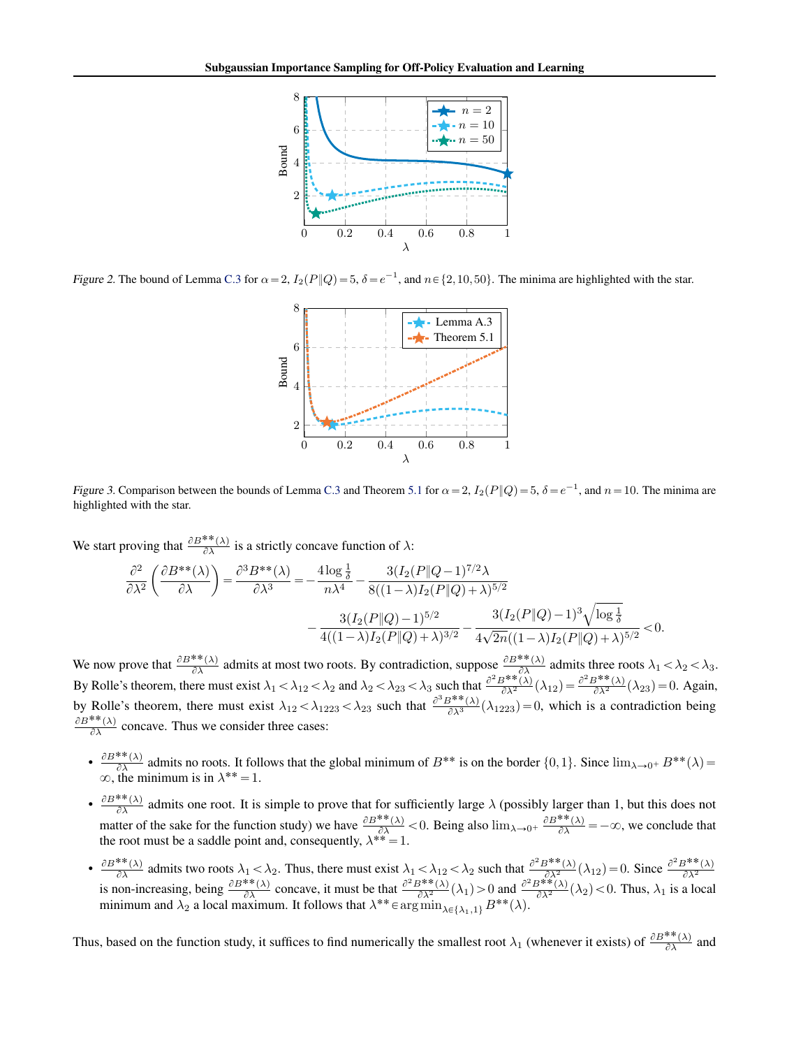Figure 2. The bound of Lemma C.3 for $\alpha = 2$, $I_2(P\|Q) = 5$, $\delta = e^{-1}$, and $n \in \{2, 10, 50\}$. The minima are highlighted with the star.

Figure 3. Comparison between the bounds of Lemma C.3 and Theorem 5.1 for $\alpha = 2$, $I_2(P\|Q) = 5$, $\delta = e^{-1}$, and $n = 10$. The minima are highlighted with the star.

We start proving that $\frac{\partial B^{**}(\lambda)}{\partial \lambda}$ is a strictly concave function of $\lambda$:

$$\frac{\partial^2}{\partial \lambda^2}\left(\frac{\partial B^{**}(\lambda)}{\partial \lambda}\right) = \frac{\partial^3 B^{**}(\lambda)}{\partial \lambda^3} = -\frac{4 \log \frac{1}{\delta}}{n \lambda^4} - \frac{3(I_2(P\|Q-1)^{7/2}\lambda}{8((1-\lambda)I_2(P\|Q)+\lambda)^{5/2}} - \frac{3(I_2(P\|Q)-1)^{5/2}}{4((1-\lambda)I_2(P\|Q)+\lambda)^{3/2}} - \frac{3(I_2(P\|Q)-1)^3\sqrt{\log\frac{1}{\delta}}}{4\sqrt{2n}((1-\lambda)I_2(P\|Q)+\lambda)^{5/2}} < 0.$$

We now prove that $\frac{\partial B^{**}(\lambda)}{\partial \lambda}$ admits at most two roots. By contradiction, suppose $\frac{\partial B^{**}(\lambda)}{\partial \lambda}$ admits three roots $\lambda_1 < \lambda_2 < \lambda_3$. By Rolle's theorem, there must exist $\lambda_1 < \lambda_{12} < \lambda_2$ and $\lambda_2 < \lambda_{23} < \lambda_3$ such that $\frac{\partial^2 B^{**}(\lambda)}{\partial \lambda^2}(\lambda_{12}) = \frac{\partial^2 B^{**}(\lambda)}{\partial \lambda^2}(\lambda_{23}) = 0$. Again, by Rolle's theorem, there must exist $\lambda_{12} < \lambda_{1223} < \lambda_{23}$ such that $\frac{\partial^3 B^{**}(\lambda)}{\partial \lambda^3}(\lambda_{1223}) = 0$, which is a contradiction being $\frac{\partial B^{**}(\lambda)}{\partial \lambda}$ concave. Thus we consider three cases:

- $\frac{\partial B^{**}(\lambda)}{\partial \lambda}$ admits no roots. It follows that the global minimum of $B^{**}$ is on the border $\{0, 1\}$. Since $\lim_{\lambda \to 0^+} B^{**}(\lambda) = \infty$, the minimum is in $\lambda^{**} = 1$.
- $\frac{\partial B^{**}(\lambda)}{\partial \lambda}$ admits one root. It is simple to prove that for sufficiently large $\lambda$ (possibly larger than 1, but this does not matter of the sake for the function study) we have $\frac{\partial B^{**}(\lambda)}{\partial \lambda} < 0$. Being also $\lim_{\lambda \to 0^+} \frac{\partial B^{**}(\lambda)}{\partial \lambda} = -\infty$, we conclude that the root must be a saddle point and, consequently, $\lambda^{**} = 1$.
- $\frac{\partial B^{**}(\lambda)}{\partial \lambda}$ admits two roots $\lambda_1 < \lambda_2$. Thus, there must exist $\lambda_1 < \lambda_{12} < \lambda_2$ such that $\frac{\partial^2 B^{**}(\lambda)}{\partial \lambda^2}(\lambda_{12}) = 0$. Since $\frac{\partial^2 B^{**}(\lambda)}{\partial \lambda^2}$ is non-increasing, being $\frac{\partial B^{**}(\lambda)}{\partial \lambda}$ concave, it must be that $\frac{\partial^2 B^{**}(\lambda)}{\partial \lambda^2}(\lambda_1) > 0$ and $\frac{\partial^2 B^{**}(\lambda)}{\partial \lambda^2}(\lambda_2) < 0$. Thus, $\lambda_1$ is a local minimum and $\lambda_2$ a local maximum. It follows that $\lambda^{**} \in \arg\min_{\lambda \in \{\lambda_1, 1\}} B^{**}(\lambda)$.

Thus, based on the function study, it suffices to find numerically the smallest root $\lambda_1$ (whenever it exists) of $\frac{\partial B^{**}(\lambda)}{\partial \lambda}$ and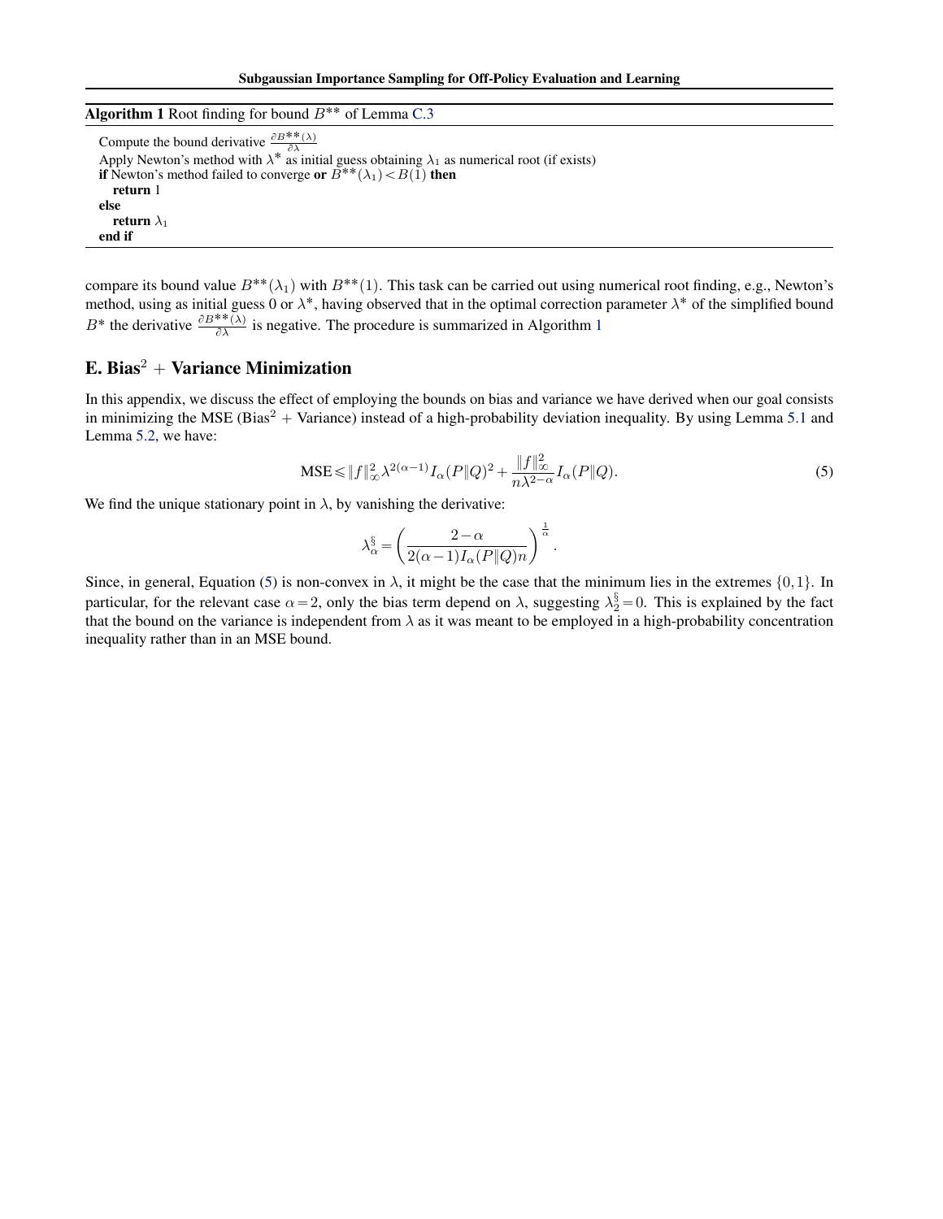**Algorithm 1** Root finding for bound $B^{**}$ of Lemma C.3

```
Compute the bound derivative ∂B**(λ)/∂λ
Apply Newton's method with λ* as initial guess obtaining λ_1 as numerical root (if exists)
if Newton's method failed to converge or B**(λ_1) < B(1) then
    return 1
else
    return λ_1
end if
```

compare its bound value $B^{**}(\lambda_1)$ with $B^{**}(1)$. This task can be carried out using numerical root finding, e.g., Newton's method, using as initial guess 0 or $\lambda^*$, having observed that in the optimal correction parameter $\lambda^*$ of the simplified bound $B^*$ the derivative $\frac{\partial B^{**}(\lambda)}{\partial \lambda}$ is negative. The procedure is summarized in Algorithm 1

## E. Bias$^2$ + Variance Minimization

In this appendix, we discuss the effect of employing the bounds on bias and variance we have derived when our goal consists in minimizing the MSE (Bias$^2$ + Variance) instead of a high-probability deviation inequality. By using Lemma 5.1 and Lemma 5.2, we have:

$$\text{MSE} \leqslant \|f\|_\infty^2 \lambda^{2(\alpha-1)} I_\alpha(P\|Q)^2 + \frac{\|f\|_\infty^2}{n\lambda^{2-\alpha}} I_\alpha(P\|Q). \tag{5}$$

We find the unique stationary point in $\lambda$, by vanishing the derivative:

$$\lambda_\alpha^{\S} = \left( \frac{2-\alpha}{2(\alpha-1) I_\alpha(P\|Q) n} \right)^{\frac{1}{\alpha}}.$$

Since, in general, Equation (5) is non-convex in $\lambda$, it might be the case that the minimum lies in the extremes $\{0, 1\}$. In particular, for the relevant case $\alpha = 2$, only the bias term depend on $\lambda$, suggesting $\lambda_2^{\S} = 0$. This is explained by the fact that the bound on the variance is independent from $\lambda$ as it was meant to be employed in a high-probability concentration inequality rather than in an MSE bound.